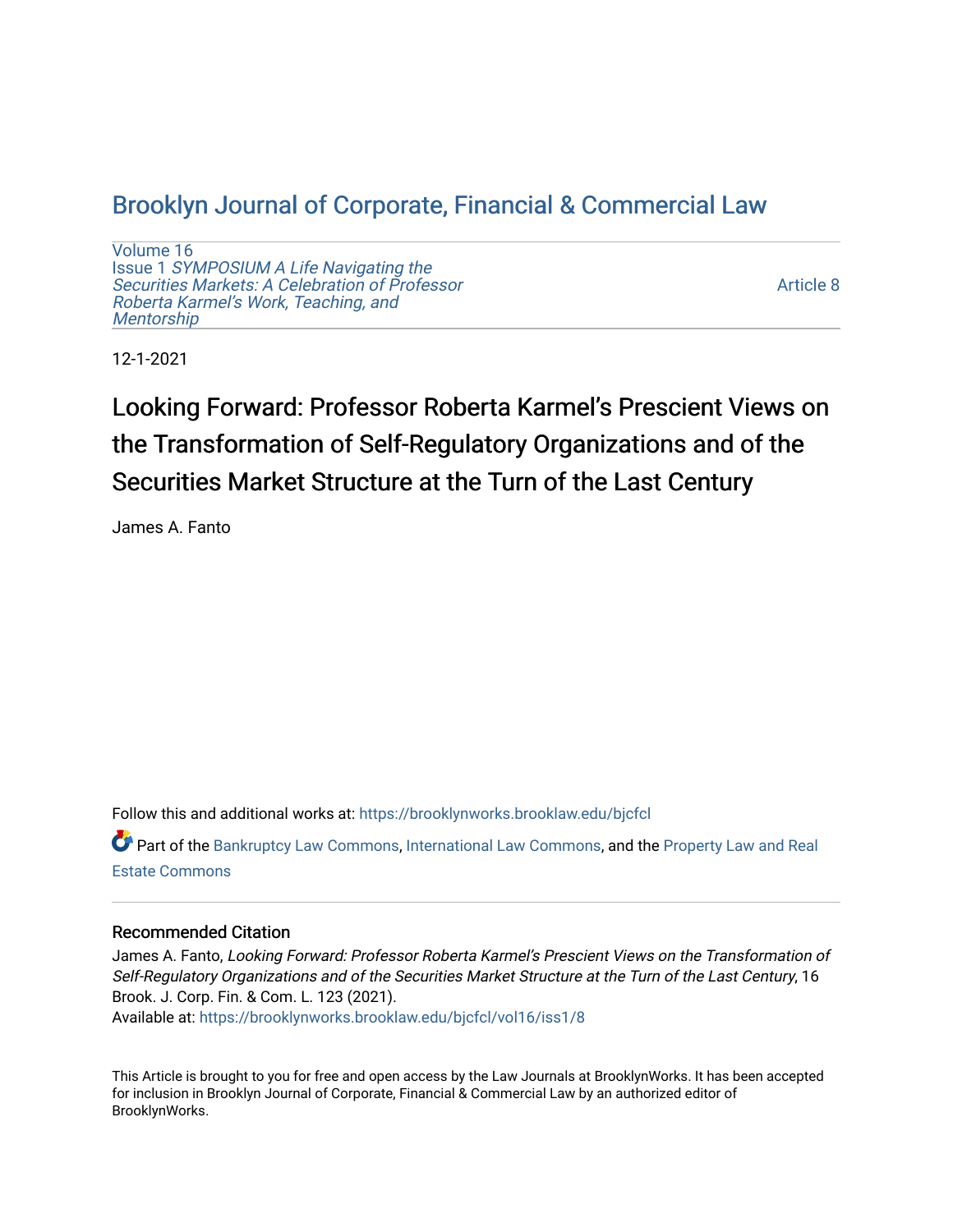# Brooklyn Journal of Corporate, Financial & Commercial Law

Volume 16
Issue 1 *SYMPOSIUM A Life Navigating the Securities Markets: A Celebration of Professor Roberta Karmel's Work, Teaching, and Mentorship*

Article 8

12-1-2021

## Looking Forward: Professor Roberta Karmel's Prescient Views on the Transformation of Self-Regulatory Organizations and of the Securities Market Structure at the Turn of the Last Century

James A. Fanto

Follow this and additional works at: https://brooklynworks.brooklaw.edu/bjcfcl

Part of the Bankruptcy Law Commons, International Law Commons, and the Property Law and Real Estate Commons

### Recommended Citation

James A. Fanto, *Looking Forward: Professor Roberta Karmel's Prescient Views on the Transformation of Self-Regulatory Organizations and of the Securities Market Structure at the Turn of the Last Century*, 16 Brook. J. Corp. Fin. & Com. L. 123 (2021).
Available at: https://brooklynworks.brooklaw.edu/bjcfcl/vol16/iss1/8

This Article is brought to you for free and open access by the Law Journals at BrooklynWorks. It has been accepted for inclusion in Brooklyn Journal of Corporate, Financial & Commercial Law by an authorized editor of BrooklynWorks.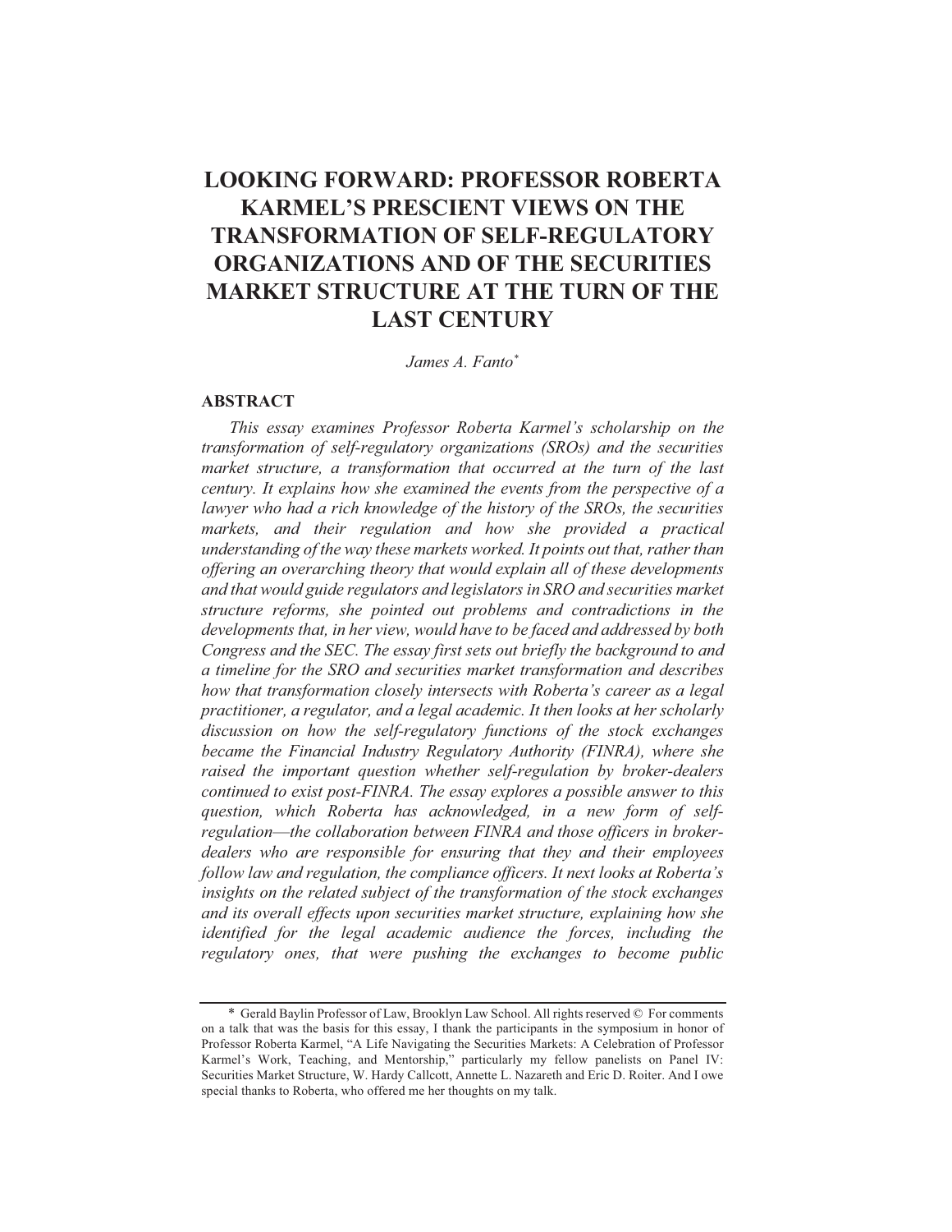# LOOKING FORWARD: PROFESSOR ROBERTA KARMEL'S PRESCIENT VIEWS ON THE TRANSFORMATION OF SELF-REGULATORY ORGANIZATIONS AND OF THE SECURITIES MARKET STRUCTURE AT THE TURN OF THE LAST CENTURY

*James A. Fanto*[*]

## ABSTRACT

*This essay examines Professor Roberta Karmel's scholarship on the transformation of self-regulatory organizations (SROs) and the securities market structure, a transformation that occurred at the turn of the last century. It explains how she examined the events from the perspective of a lawyer who had a rich knowledge of the history of the SROs, the securities markets, and their regulation and how she provided a practical understanding of the way these markets worked. It points out that, rather than offering an overarching theory that would explain all of these developments and that would guide regulators and legislators in SRO and securities market structure reforms, she pointed out problems and contradictions in the developments that, in her view, would have to be faced and addressed by both Congress and the SEC. The essay first sets out briefly the background to and a timeline for the SRO and securities market transformation and describes how that transformation closely intersects with Roberta's career as a legal practitioner, a regulator, and a legal academic. It then looks at her scholarly discussion on how the self-regulatory functions of the stock exchanges became the Financial Industry Regulatory Authority (FINRA), where she raised the important question whether self-regulation by broker-dealers continued to exist post-FINRA. The essay explores a possible answer to this question, which Roberta has acknowledged, in a new form of self-regulation—the collaboration between FINRA and those officers in broker-dealers who are responsible for ensuring that they and their employees follow law and regulation, the compliance officers. It next looks at Roberta's insights on the related subject of the transformation of the stock exchanges and its overall effects upon securities market structure, explaining how she identified for the legal academic audience the forces, including the regulatory ones, that were pushing the exchanges to become public*

---

[*] Gerald Baylin Professor of Law, Brooklyn Law School. All rights reserved © For comments on a talk that was the basis for this essay, I thank the participants in the symposium in honor of Professor Roberta Karmel, "A Life Navigating the Securities Markets: A Celebration of Professor Karmel's Work, Teaching, and Mentorship," particularly my fellow panelists on Panel IV: Securities Market Structure, W. Hardy Callcott, Annette L. Nazareth and Eric D. Roiter. And I owe special thanks to Roberta, who offered me her thoughts on my talk.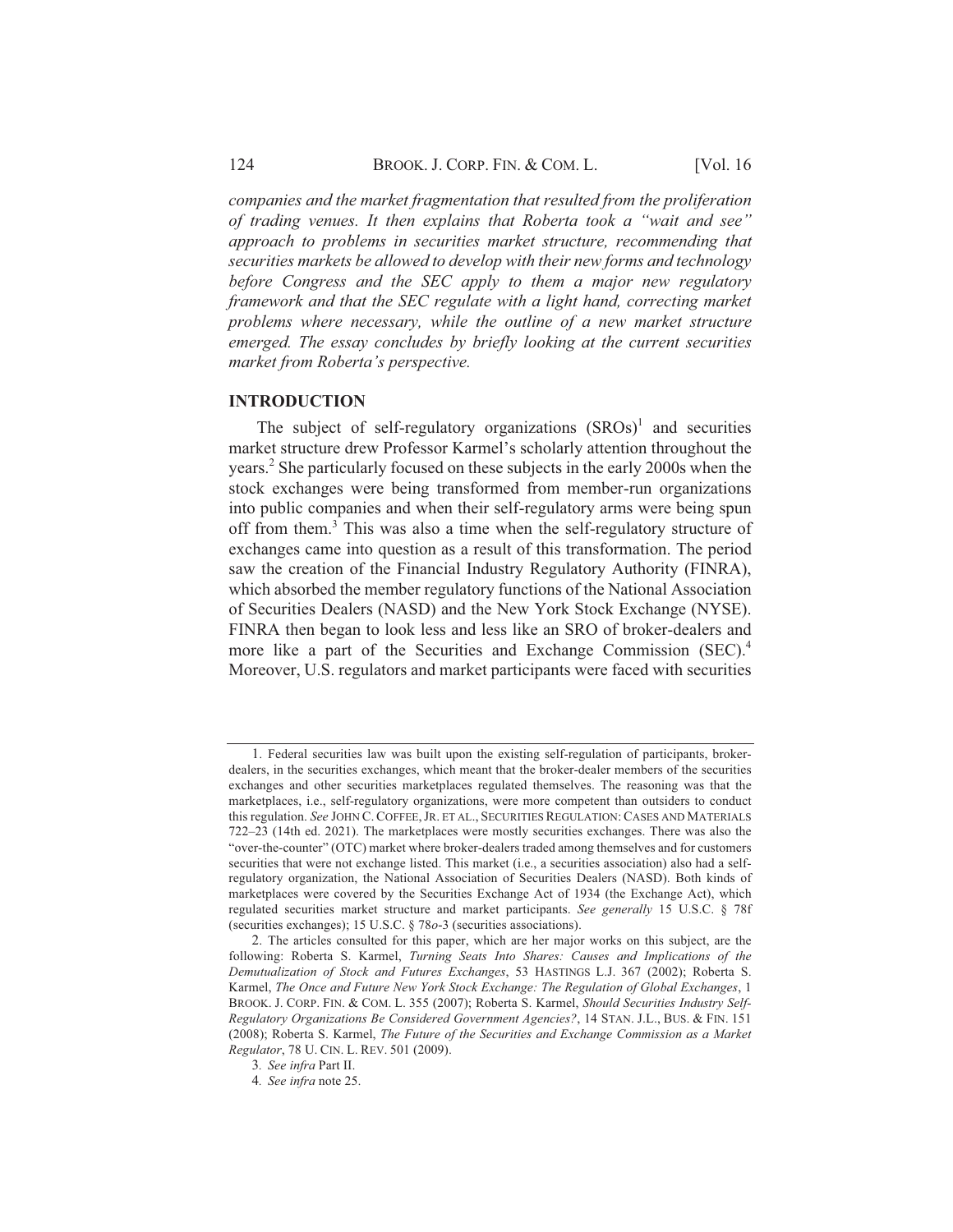*companies and the market fragmentation that resulted from the proliferation of trading venues. It then explains that Roberta took a "wait and see" approach to problems in securities market structure, recommending that securities markets be allowed to develop with their new forms and technology before Congress and the SEC apply to them a major new regulatory framework and that the SEC regulate with a light hand, correcting market problems where necessary, while the outline of a new market structure emerged. The essay concludes by briefly looking at the current securities market from Roberta's perspective.*

## INTRODUCTION

The subject of self-regulatory organizations (SROs)[1] and securities market structure drew Professor Karmel's scholarly attention throughout the years.[2] She particularly focused on these subjects in the early 2000s when the stock exchanges were being transformed from member-run organizations into public companies and when their self-regulatory arms were being spun off from them.[3] This was also a time when the self-regulatory structure of exchanges came into question as a result of this transformation. The period saw the creation of the Financial Industry Regulatory Authority (FINRA), which absorbed the member regulatory functions of the National Association of Securities Dealers (NASD) and the New York Stock Exchange (NYSE). FINRA then began to look less and less like an SRO of broker-dealers and more like a part of the Securities and Exchange Commission (SEC).[4] Moreover, U.S. regulators and market participants were faced with securities

---

1. Federal securities law was built upon the existing self-regulation of participants, broker-dealers, in the securities exchanges, which meant that the broker-dealer members of the securities exchanges and other securities marketplaces regulated themselves. The reasoning was that the marketplaces, i.e., self-regulatory organizations, were more competent than outsiders to conduct this regulation. *See* JOHN C. COFFEE, JR. ET AL., SECURITIES REGULATION: CASES AND MATERIALS 722–23 (14th ed. 2021). The marketplaces were mostly securities exchanges. There was also the "over-the-counter" (OTC) market where broker-dealers traded among themselves and for customers securities that were not exchange listed. This market (i.e., a securities association) also had a self-regulatory organization, the National Association of Securities Dealers (NASD). Both kinds of marketplaces were covered by the Securities Exchange Act of 1934 (the Exchange Act), which regulated securities market structure and market participants. *See generally* 15 U.S.C. § 78f (securities exchanges); 15 U.S.C. § 78*o*-3 (securities associations).

2. The articles consulted for this paper, which are her major works on this subject, are the following: Roberta S. Karmel, *Turning Seats Into Shares: Causes and Implications of the Demutualization of Stock and Futures Exchanges*, 53 HASTINGS L.J. 367 (2002); Roberta S. Karmel, *The Once and Future New York Stock Exchange: The Regulation of Global Exchanges*, 1 BROOK. J. CORP. FIN. & COM. L. 355 (2007); Roberta S. Karmel, *Should Securities Industry Self-Regulatory Organizations Be Considered Government Agencies?*, 14 STAN. J.L., BUS. & FIN. 151 (2008); Roberta S. Karmel, *The Future of the Securities and Exchange Commission as a Market Regulator*, 78 U. CIN. L. REV. 501 (2009).

3. *See infra* Part II.

4. *See infra* note 25.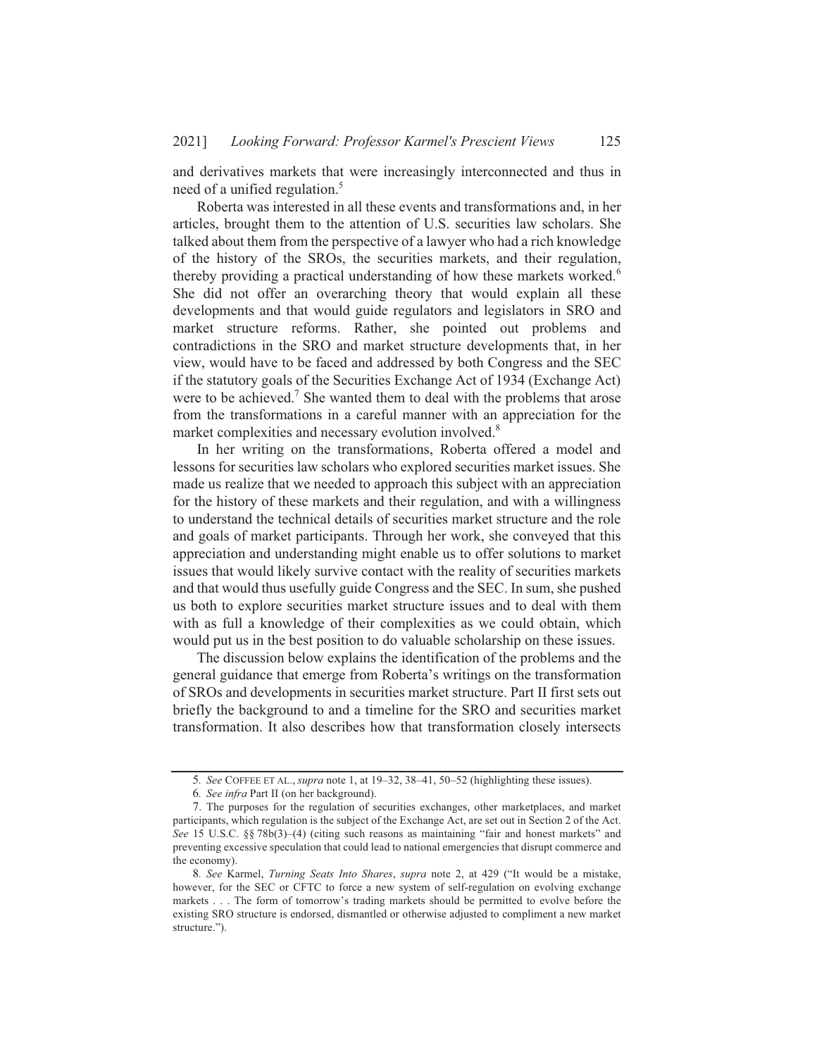and derivatives markets that were increasingly interconnected and thus in need of a unified regulation.[5]

Roberta was interested in all these events and transformations and, in her articles, brought them to the attention of U.S. securities law scholars. She talked about them from the perspective of a lawyer who had a rich knowledge of the history of the SROs, the securities markets, and their regulation, thereby providing a practical understanding of how these markets worked.[6] She did not offer an overarching theory that would explain all these developments and that would guide regulators and legislators in SRO and market structure reforms. Rather, she pointed out problems and contradictions in the SRO and market structure developments that, in her view, would have to be faced and addressed by both Congress and the SEC if the statutory goals of the Securities Exchange Act of 1934 (Exchange Act) were to be achieved.[7] She wanted them to deal with the problems that arose from the transformations in a careful manner with an appreciation for the market complexities and necessary evolution involved.[8]

In her writing on the transformations, Roberta offered a model and lessons for securities law scholars who explored securities market issues. She made us realize that we needed to approach this subject with an appreciation for the history of these markets and their regulation, and with a willingness to understand the technical details of securities market structure and the role and goals of market participants. Through her work, she conveyed that this appreciation and understanding might enable us to offer solutions to market issues that would likely survive contact with the reality of securities markets and that would thus usefully guide Congress and the SEC. In sum, she pushed us both to explore securities market structure issues and to deal with them with as full a knowledge of their complexities as we could obtain, which would put us in the best position to do valuable scholarship on these issues.

The discussion below explains the identification of the problems and the general guidance that emerge from Roberta's writings on the transformation of SROs and developments in securities market structure. Part II first sets out briefly the background to and a timeline for the SRO and securities market transformation. It also describes how that transformation closely intersects

---

5. *See* COFFEE ET AL., *supra* note 1, at 19–32, 38–41, 50–52 (highlighting these issues).

6. *See infra* Part II (on her background).

7. The purposes for the regulation of securities exchanges, other marketplaces, and market participants, which regulation is the subject of the Exchange Act, are set out in Section 2 of the Act. *See* 15 U.S.C. §§ 78b(3)–(4) (citing such reasons as maintaining "fair and honest markets" and preventing excessive speculation that could lead to national emergencies that disrupt commerce and the economy).

8. *See* Karmel, *Turning Seats Into Shares*, *supra* note 2, at 429 ("It would be a mistake, however, for the SEC or CFTC to force a new system of self-regulation on evolving exchange markets . . . The form of tomorrow's trading markets should be permitted to evolve before the existing SRO structure is endorsed, dismantled or otherwise adjusted to compliment a new market structure.").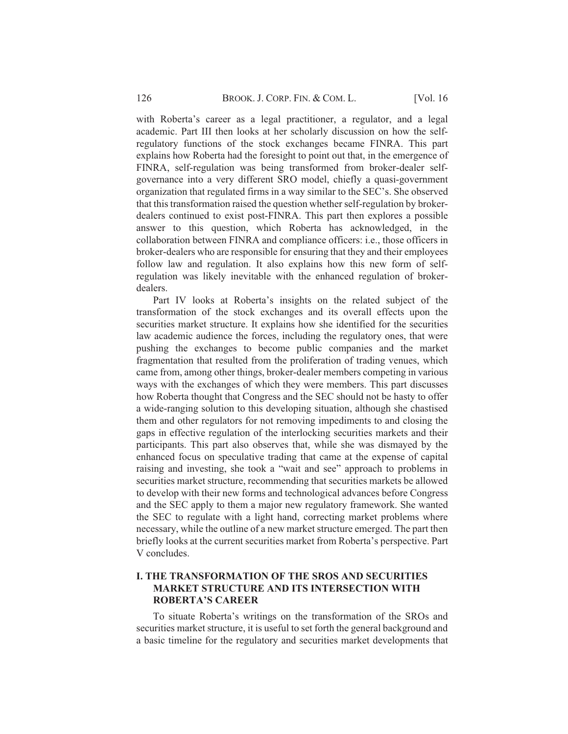with Roberta's career as a legal practitioner, a regulator, and a legal academic. Part III then looks at her scholarly discussion on how the self-regulatory functions of the stock exchanges became FINRA. This part explains how Roberta had the foresight to point out that, in the emergence of FINRA, self-regulation was being transformed from broker-dealer self-governance into a very different SRO model, chiefly a quasi-government organization that regulated firms in a way similar to the SEC's. She observed that this transformation raised the question whether self-regulation by broker-dealers continued to exist post-FINRA. This part then explores a possible answer to this question, which Roberta has acknowledged, in the collaboration between FINRA and compliance officers: i.e., those officers in broker-dealers who are responsible for ensuring that they and their employees follow law and regulation. It also explains how this new form of self-regulation was likely inevitable with the enhanced regulation of broker-dealers.

Part IV looks at Roberta's insights on the related subject of the transformation of the stock exchanges and its overall effects upon the securities market structure. It explains how she identified for the securities law academic audience the forces, including the regulatory ones, that were pushing the exchanges to become public companies and the market fragmentation that resulted from the proliferation of trading venues, which came from, among other things, broker-dealer members competing in various ways with the exchanges of which they were members. This part discusses how Roberta thought that Congress and the SEC should not be hasty to offer a wide-ranging solution to this developing situation, although she chastised them and other regulators for not removing impediments to and closing the gaps in effective regulation of the interlocking securities markets and their participants. This part also observes that, while she was dismayed by the enhanced focus on speculative trading that came at the expense of capital raising and investing, she took a "wait and see" approach to problems in securities market structure, recommending that securities markets be allowed to develop with their new forms and technological advances before Congress and the SEC apply to them a major new regulatory framework. She wanted the SEC to regulate with a light hand, correcting market problems where necessary, while the outline of a new market structure emerged. The part then briefly looks at the current securities market from Roberta's perspective. Part V concludes.

## I. THE TRANSFORMATION OF THE SROS AND SECURITIES MARKET STRUCTURE AND ITS INTERSECTION WITH ROBERTA'S CAREER

To situate Roberta's writings on the transformation of the SROs and securities market structure, it is useful to set forth the general background and a basic timeline for the regulatory and securities market developments that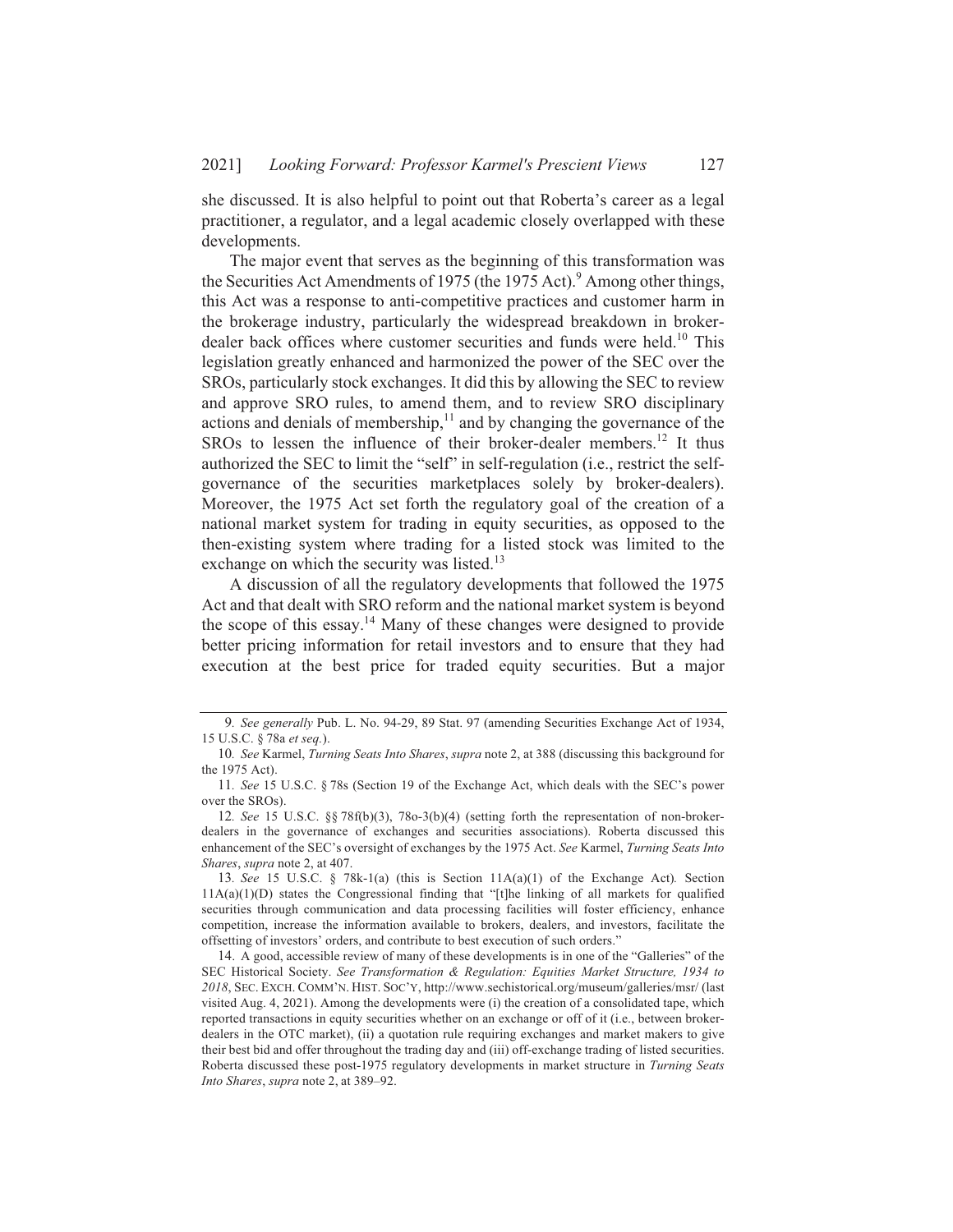she discussed. It is also helpful to point out that Roberta's career as a legal practitioner, a regulator, and a legal academic closely overlapped with these developments.

The major event that serves as the beginning of this transformation was the Securities Act Amendments of 1975 (the 1975 Act).[9] Among other things, this Act was a response to anti-competitive practices and customer harm in the brokerage industry, particularly the widespread breakdown in broker-dealer back offices where customer securities and funds were held.[10] This legislation greatly enhanced and harmonized the power of the SEC over the SROs, particularly stock exchanges. It did this by allowing the SEC to review and approve SRO rules, to amend them, and to review SRO disciplinary actions and denials of membership,[11] and by changing the governance of the SROs to lessen the influence of their broker-dealer members.[12] It thus authorized the SEC to limit the "self" in self-regulation (i.e., restrict the self-governance of the securities marketplaces solely by broker-dealers). Moreover, the 1975 Act set forth the regulatory goal of the creation of a national market system for trading in equity securities, as opposed to the then-existing system where trading for a listed stock was limited to the exchange on which the security was listed.[13]

A discussion of all the regulatory developments that followed the 1975 Act and that dealt with SRO reform and the national market system is beyond the scope of this essay.[14] Many of these changes were designed to provide better pricing information for retail investors and to ensure that they had execution at the best price for traded equity securities. But a major

---

9. *See generally* Pub. L. No. 94-29, 89 Stat. 97 (amending Securities Exchange Act of 1934, 15 U.S.C. § 78a *et seq.*).

10. *See* Karmel, *Turning Seats Into Shares*, *supra* note 2, at 388 (discussing this background for the 1975 Act).

11. *See* 15 U.S.C. § 78s (Section 19 of the Exchange Act, which deals with the SEC's power over the SROs).

12. *See* 15 U.S.C. §§ 78f(b)(3), 78o-3(b)(4) (setting forth the representation of non-broker-dealers in the governance of exchanges and securities associations). Roberta discussed this enhancement of the SEC's oversight of exchanges by the 1975 Act. *See* Karmel, *Turning Seats Into Shares*, *supra* note 2, at 407.

13. *See* 15 U.S.C. § 78k-1(a) (this is Section 11A(a)(1) of the Exchange Act). Section 11A(a)(1)(D) states the Congressional finding that "[t]he linking of all markets for qualified securities through communication and data processing facilities will foster efficiency, enhance competition, increase the information available to brokers, dealers, and investors, facilitate the offsetting of investors' orders, and contribute to best execution of such orders."

14. A good, accessible review of many of these developments is in one of the "Galleries" of the SEC Historical Society. *See Transformation & Regulation: Equities Market Structure, 1934 to 2018*, SEC. EXCH. COMM'N. HIST. SOC'Y, http://www.sechistorical.org/museum/galleries/msr/ (last visited Aug. 4, 2021). Among the developments were (i) the creation of a consolidated tape, which reported transactions in equity securities whether on an exchange or off of it (i.e., between broker-dealers in the OTC market), (ii) a quotation rule requiring exchanges and market makers to give their best bid and offer throughout the trading day and (iii) off-exchange trading of listed securities. Roberta discussed these post-1975 regulatory developments in market structure in *Turning Seats Into Shares*, *supra* note 2, at 389–92.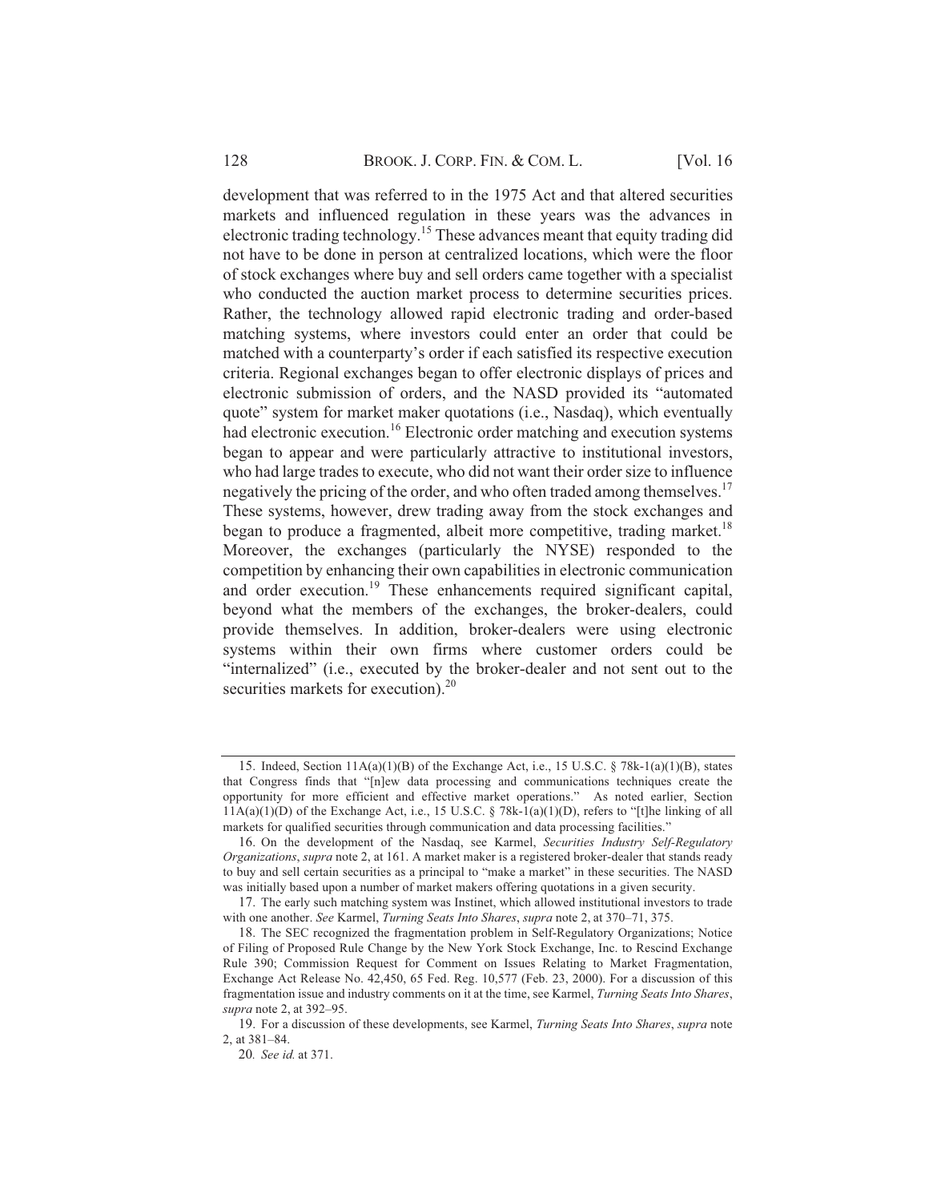development that was referred to in the 1975 Act and that altered securities markets and influenced regulation in these years was the advances in electronic trading technology.[15] These advances meant that equity trading did not have to be done in person at centralized locations, which were the floor of stock exchanges where buy and sell orders came together with a specialist who conducted the auction market process to determine securities prices. Rather, the technology allowed rapid electronic trading and order-based matching systems, where investors could enter an order that could be matched with a counterparty's order if each satisfied its respective execution criteria. Regional exchanges began to offer electronic displays of prices and electronic submission of orders, and the NASD provided its "automated quote" system for market maker quotations (i.e., Nasdaq), which eventually had electronic execution.[16] Electronic order matching and execution systems began to appear and were particularly attractive to institutional investors, who had large trades to execute, who did not want their order size to influence negatively the pricing of the order, and who often traded among themselves.[17] These systems, however, drew trading away from the stock exchanges and began to produce a fragmented, albeit more competitive, trading market.[18] Moreover, the exchanges (particularly the NYSE) responded to the competition by enhancing their own capabilities in electronic communication and order execution.[19] These enhancements required significant capital, beyond what the members of the exchanges, the broker-dealers, could provide themselves. In addition, broker-dealers were using electronic systems within their own firms where customer orders could be "internalized" (i.e., executed by the broker-dealer and not sent out to the securities markets for execution).[20]

---

15. Indeed, Section 11A(a)(1)(B) of the Exchange Act, i.e., 15 U.S.C. § 78k-1(a)(1)(B), states that Congress finds that "[n]ew data processing and communications techniques create the opportunity for more efficient and effective market operations." As noted earlier, Section 11A(a)(1)(D) of the Exchange Act, i.e., 15 U.S.C. § 78k-1(a)(1)(D), refers to "[t]he linking of all markets for qualified securities through communication and data processing facilities."

16. On the development of the Nasdaq, see Karmel, *Securities Industry Self-Regulatory Organizations*, *supra* note 2, at 161. A market maker is a registered broker-dealer that stands ready to buy and sell certain securities as a principal to "make a market" in these securities. The NASD was initially based upon a number of market makers offering quotations in a given security.

17. The early such matching system was Instinet, which allowed institutional investors to trade with one another. *See* Karmel, *Turning Seats Into Shares*, *supra* note 2, at 370–71, 375.

18. The SEC recognized the fragmentation problem in Self-Regulatory Organizations; Notice of Filing of Proposed Rule Change by the New York Stock Exchange, Inc. to Rescind Exchange Rule 390; Commission Request for Comment on Issues Relating to Market Fragmentation, Exchange Act Release No. 42,450, 65 Fed. Reg. 10,577 (Feb. 23, 2000). For a discussion of this fragmentation issue and industry comments on it at the time, see Karmel, *Turning Seats Into Shares*, *supra* note 2, at 392–95.

19. For a discussion of these developments, see Karmel, *Turning Seats Into Shares*, *supra* note 2, at 381–84.

20. *See id.* at 371.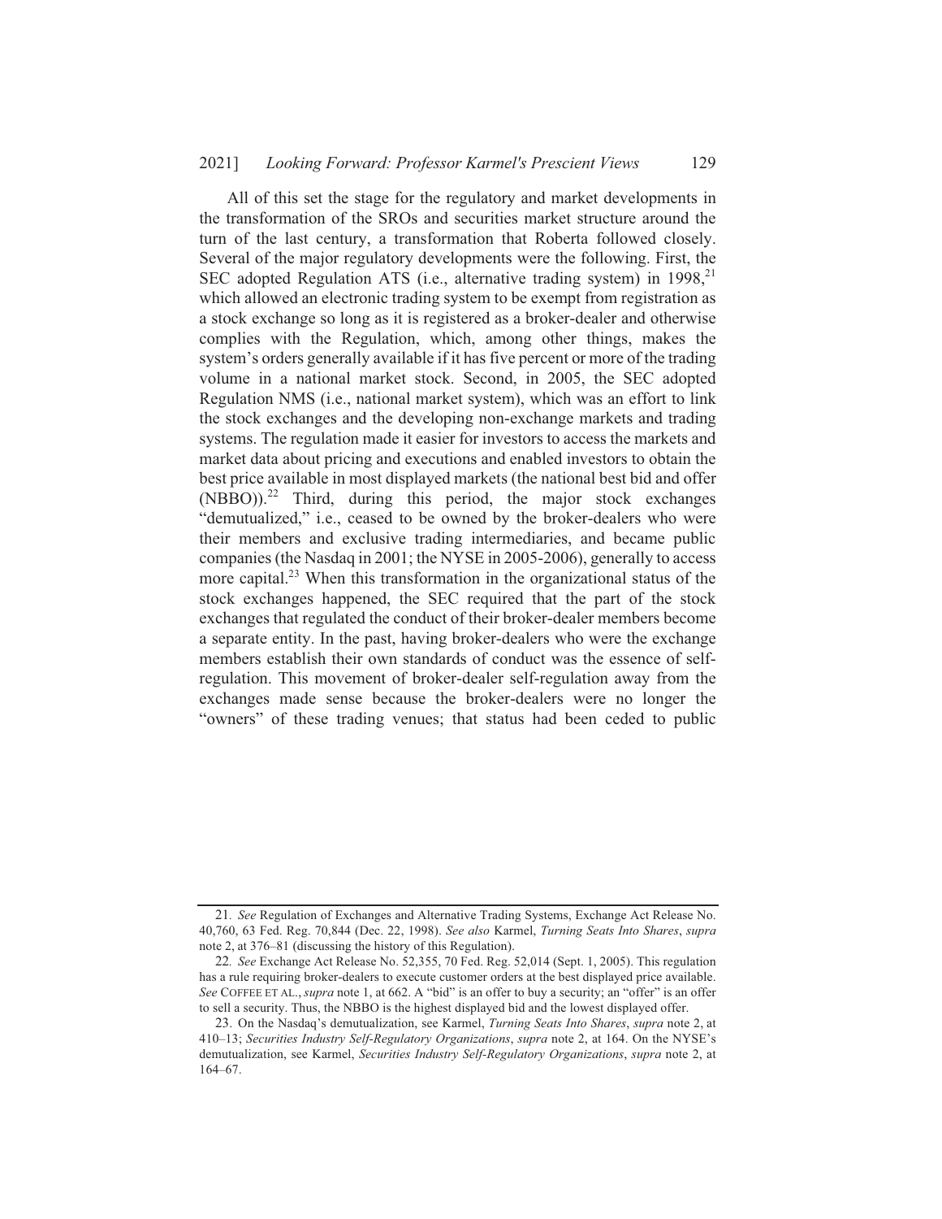All of this set the stage for the regulatory and market developments in the transformation of the SROs and securities market structure around the turn of the last century, a transformation that Roberta followed closely. Several of the major regulatory developments were the following. First, the SEC adopted Regulation ATS (i.e., alternative trading system) in 1998,[21] which allowed an electronic trading system to be exempt from registration as a stock exchange so long as it is registered as a broker-dealer and otherwise complies with the Regulation, which, among other things, makes the system's orders generally available if it has five percent or more of the trading volume in a national market stock. Second, in 2005, the SEC adopted Regulation NMS (i.e., national market system), which was an effort to link the stock exchanges and the developing non-exchange markets and trading systems. The regulation made it easier for investors to access the markets and market data about pricing and executions and enabled investors to obtain the best price available in most displayed markets (the national best bid and offer (NBBO)).[22] Third, during this period, the major stock exchanges "demutualized," i.e., ceased to be owned by the broker-dealers who were their members and exclusive trading intermediaries, and became public companies (the Nasdaq in 2001; the NYSE in 2005-2006), generally to access more capital.[23] When this transformation in the organizational status of the stock exchanges happened, the SEC required that the part of the stock exchanges that regulated the conduct of their broker-dealer members become a separate entity. In the past, having broker-dealers who were the exchange members establish their own standards of conduct was the essence of self-regulation. This movement of broker-dealer self-regulation away from the exchanges made sense because the broker-dealers were no longer the "owners" of these trading venues; that status had been ceded to public

---

21. *See* Regulation of Exchanges and Alternative Trading Systems, Exchange Act Release No. 40,760, 63 Fed. Reg. 70,844 (Dec. 22, 1998). *See also* Karmel, *Turning Seats Into Shares*, *supra* note 2, at 376–81 (discussing the history of this Regulation).

22. *See* Exchange Act Release No. 52,355, 70 Fed. Reg. 52,014 (Sept. 1, 2005). This regulation has a rule requiring broker-dealers to execute customer orders at the best displayed price available. *See* COFFEE ET AL., *supra* note 1, at 662. A "bid" is an offer to buy a security; an "offer" is an offer to sell a security. Thus, the NBBO is the highest displayed bid and the lowest displayed offer.

23. On the Nasdaq's demutualization, see Karmel, *Turning Seats Into Shares*, *supra* note 2, at 410–13; *Securities Industry Self-Regulatory Organizations*, *supra* note 2, at 164. On the NYSE's demutualization, see Karmel, *Securities Industry Self-Regulatory Organizations*, *supra* note 2, at 164–67.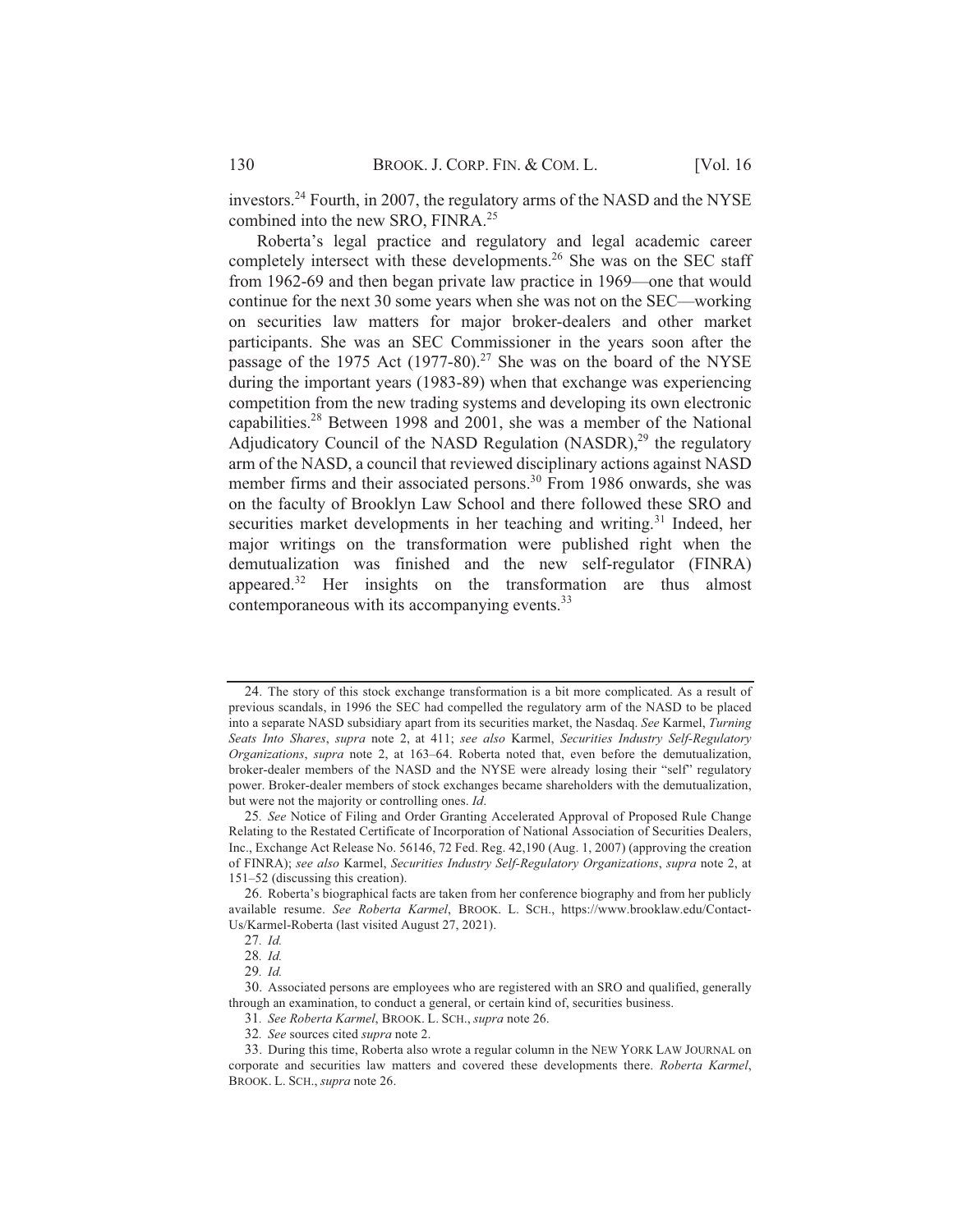investors.[24] Fourth, in 2007, the regulatory arms of the NASD and the NYSE combined into the new SRO, FINRA.[25]

Roberta's legal practice and regulatory and legal academic career completely intersect with these developments.[26] She was on the SEC staff from 1962-69 and then began private law practice in 1969—one that would continue for the next 30 some years when she was not on the SEC—working on securities law matters for major broker-dealers and other market participants. She was an SEC Commissioner in the years soon after the passage of the 1975 Act (1977-80).[27] She was on the board of the NYSE during the important years (1983-89) when that exchange was experiencing competition from the new trading systems and developing its own electronic capabilities.[28] Between 1998 and 2001, she was a member of the National Adjudicatory Council of the NASD Regulation (NASDR),[29] the regulatory arm of the NASD, a council that reviewed disciplinary actions against NASD member firms and their associated persons.[30] From 1986 onwards, she was on the faculty of Brooklyn Law School and there followed these SRO and securities market developments in her teaching and writing.[31] Indeed, her major writings on the transformation were published right when the demutualization was finished and the new self-regulator (FINRA) appeared.[32] Her insights on the transformation are thus almost contemporaneous with its accompanying events.[33]

---

24. The story of this stock exchange transformation is a bit more complicated. As a result of previous scandals, in 1996 the SEC had compelled the regulatory arm of the NASD to be placed into a separate NASD subsidiary apart from its securities market, the Nasdaq. *See* Karmel, *Turning Seats Into Shares*, *supra* note 2, at 411; *see also* Karmel, *Securities Industry Self-Regulatory Organizations*, *supra* note 2, at 163–64. Roberta noted that, even before the demutualization, broker-dealer members of the NASD and the NYSE were already losing their "self" regulatory power. Broker-dealer members of stock exchanges became shareholders with the demutualization, but were not the majority or controlling ones. *Id*.

25. *See* Notice of Filing and Order Granting Accelerated Approval of Proposed Rule Change Relating to the Restated Certificate of Incorporation of National Association of Securities Dealers, Inc., Exchange Act Release No. 56146, 72 Fed. Reg. 42,190 (Aug. 1, 2007) (approving the creation of FINRA); *see also* Karmel, *Securities Industry Self-Regulatory Organizations*, *supra* note 2, at 151–52 (discussing this creation).

26. Roberta's biographical facts are taken from her conference biography and from her publicly available resume. *See Roberta Karmel*, BROOK. L. SCH., https://www.brooklaw.edu/Contact-Us/Karmel-Roberta (last visited August 27, 2021).

27. *Id.*

28. *Id.*

29. *Id.*

30. Associated persons are employees who are registered with an SRO and qualified, generally through an examination, to conduct a general, or certain kind of, securities business.

31. *See Roberta Karmel*, BROOK. L. SCH., *supra* note 26.

32. *See* sources cited *supra* note 2.

33. During this time, Roberta also wrote a regular column in the NEW YORK LAW JOURNAL on corporate and securities law matters and covered these developments there. *Roberta Karmel*, BROOK. L. SCH., *supra* note 26.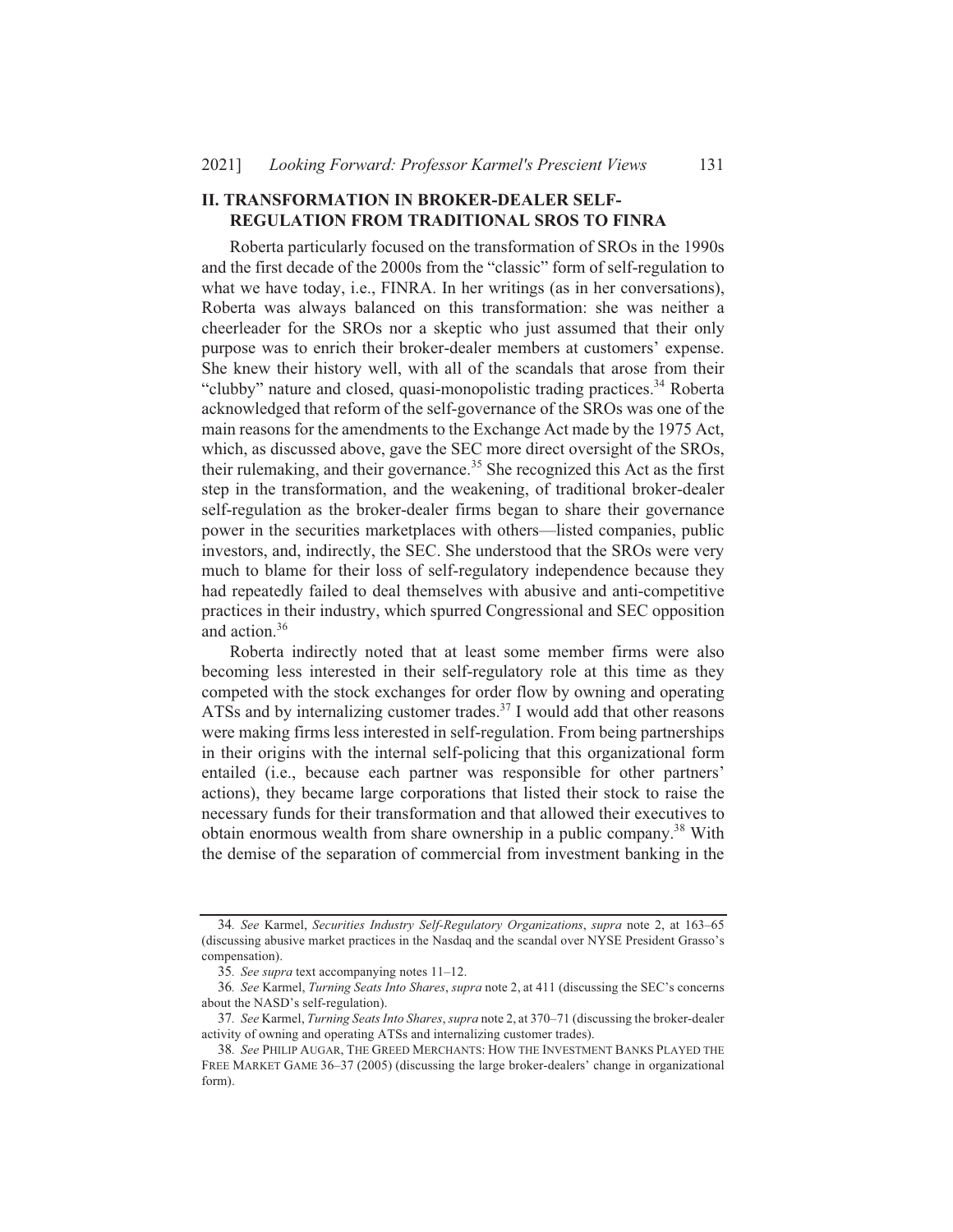## II. TRANSFORMATION IN BROKER-DEALER SELF-REGULATION FROM TRADITIONAL SROS TO FINRA

Roberta particularly focused on the transformation of SROs in the 1990s and the first decade of the 2000s from the "classic" form of self-regulation to what we have today, i.e., FINRA. In her writings (as in her conversations), Roberta was always balanced on this transformation: she was neither a cheerleader for the SROs nor a skeptic who just assumed that their only purpose was to enrich their broker-dealer members at customers' expense. She knew their history well, with all of the scandals that arose from their "clubby" nature and closed, quasi-monopolistic trading practices.[34] Roberta acknowledged that reform of the self-governance of the SROs was one of the main reasons for the amendments to the Exchange Act made by the 1975 Act, which, as discussed above, gave the SEC more direct oversight of the SROs, their rulemaking, and their governance.[35] She recognized this Act as the first step in the transformation, and the weakening, of traditional broker-dealer self-regulation as the broker-dealer firms began to share their governance power in the securities marketplaces with others—listed companies, public investors, and, indirectly, the SEC. She understood that the SROs were very much to blame for their loss of self-regulatory independence because they had repeatedly failed to deal themselves with abusive and anti-competitive practices in their industry, which spurred Congressional and SEC opposition and action.[36]

Roberta indirectly noted that at least some member firms were also becoming less interested in their self-regulatory role at this time as they competed with the stock exchanges for order flow by owning and operating ATSs and by internalizing customer trades.[37] I would add that other reasons were making firms less interested in self-regulation. From being partnerships in their origins with the internal self-policing that this organizational form entailed (i.e., because each partner was responsible for other partners' actions), they became large corporations that listed their stock to raise the necessary funds for their transformation and that allowed their executives to obtain enormous wealth from share ownership in a public company.[38] With the demise of the separation of commercial from investment banking in the

---

34. *See* Karmel, *Securities Industry Self-Regulatory Organizations*, *supra* note 2, at 163–65 (discussing abusive market practices in the Nasdaq and the scandal over NYSE President Grasso's compensation).

35. *See supra* text accompanying notes 11–12.

36. *See* Karmel, *Turning Seats Into Shares*, *supra* note 2, at 411 (discussing the SEC's concerns about the NASD's self-regulation).

37. *See* Karmel, *Turning Seats Into Shares*, *supra* note 2, at 370–71 (discussing the broker-dealer activity of owning and operating ATSs and internalizing customer trades).

38. *See* PHILIP AUGAR, THE GREED MERCHANTS: HOW THE INVESTMENT BANKS PLAYED THE FREE MARKET GAME 36–37 (2005) (discussing the large broker-dealers' change in organizational form).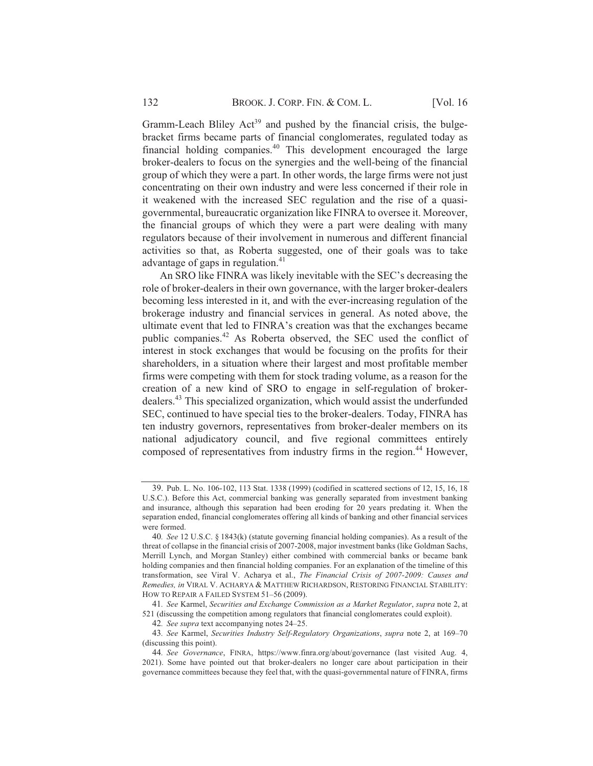Gramm-Leach Bliley Act[39] and pushed by the financial crisis, the bulge-bracket firms became parts of financial conglomerates, regulated today as financial holding companies.[40] This development encouraged the large broker-dealers to focus on the synergies and the well-being of the financial group of which they were a part. In other words, the large firms were not just concentrating on their own industry and were less concerned if their role in it weakened with the increased SEC regulation and the rise of a quasi-governmental, bureaucratic organization like FINRA to oversee it. Moreover, the financial groups of which they were a part were dealing with many regulators because of their involvement in numerous and different financial activities so that, as Roberta suggested, one of their goals was to take advantage of gaps in regulation.[41]

An SRO like FINRA was likely inevitable with the SEC's decreasing the role of broker-dealers in their own governance, with the larger broker-dealers becoming less interested in it, and with the ever-increasing regulation of the brokerage industry and financial services in general. As noted above, the ultimate event that led to FINRA's creation was that the exchanges became public companies.[42] As Roberta observed, the SEC used the conflict of interest in stock exchanges that would be focusing on the profits for their shareholders, in a situation where their largest and most profitable member firms were competing with them for stock trading volume, as a reason for the creation of a new kind of SRO to engage in self-regulation of broker-dealers.[43] This specialized organization, which would assist the underfunded SEC, continued to have special ties to the broker-dealers. Today, FINRA has ten industry governors, representatives from broker-dealer members on its national adjudicatory council, and five regional committees entirely composed of representatives from industry firms in the region.[44] However,

---

39. Pub. L. No. 106-102, 113 Stat. 1338 (1999) (codified in scattered sections of 12, 15, 16, 18 U.S.C.). Before this Act, commercial banking was generally separated from investment banking and insurance, although this separation had been eroding for 20 years predating it. When the separation ended, financial conglomerates offering all kinds of banking and other financial services were formed.

40. *See* 12 U.S.C. § 1843(k) (statute governing financial holding companies). As a result of the threat of collapse in the financial crisis of 2007-2008, major investment banks (like Goldman Sachs, Merrill Lynch, and Morgan Stanley) either combined with commercial banks or became bank holding companies and then financial holding companies. For an explanation of the timeline of this transformation, see Viral V. Acharya et al., *The Financial Crisis of 2007-2009: Causes and Remedies, in* VIRAL V. ACHARYA & MATTHEW RICHARDSON, RESTORING FINANCIAL STABILITY: HOW TO REPAIR A FAILED SYSTEM 51–56 (2009).

41. *See* Karmel, *Securities and Exchange Commission as a Market Regulator*, *supra* note 2, at 521 (discussing the competition among regulators that financial conglomerates could exploit).

42. *See supra* text accompanying notes 24–25.

43. *See* Karmel, *Securities Industry Self-Regulatory Organizations*, *supra* note 2, at 169–70 (discussing this point).

44. *See Governance*, FINRA, https://www.finra.org/about/governance (last visited Aug. 4, 2021). Some have pointed out that broker-dealers no longer care about participation in their governance committees because they feel that, with the quasi-governmental nature of FINRA, firms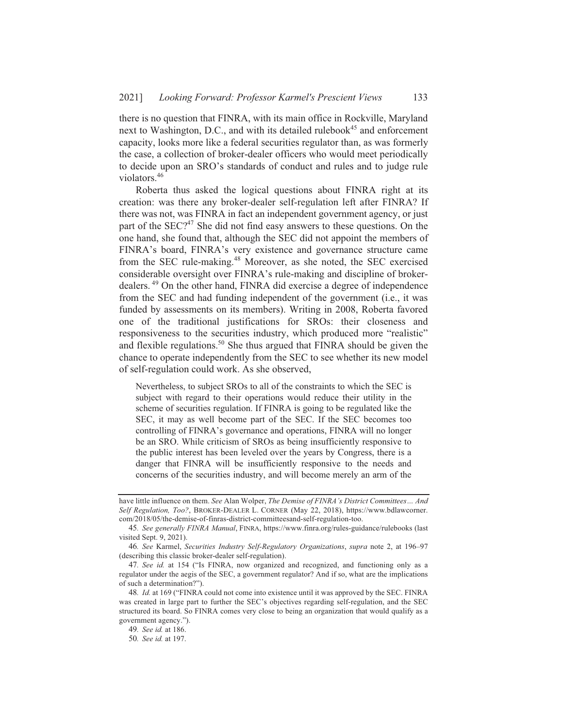there is no question that FINRA, with its main office in Rockville, Maryland next to Washington, D.C., and with its detailed rulebook[45] and enforcement capacity, looks more like a federal securities regulator than, as was formerly the case, a collection of broker-dealer officers who would meet periodically to decide upon an SRO's standards of conduct and rules and to judge rule violators.[46]

Roberta thus asked the logical questions about FINRA right at its creation: was there any broker-dealer self-regulation left after FINRA? If there was not, was FINRA in fact an independent government agency, or just part of the SEC?[47] She did not find easy answers to these questions. On the one hand, she found that, although the SEC did not appoint the members of FINRA's board, FINRA's very existence and governance structure came from the SEC rule-making.[48] Moreover, as she noted, the SEC exercised considerable oversight over FINRA's rule-making and discipline of broker-dealers.[49] On the other hand, FINRA did exercise a degree of independence from the SEC and had funding independent of the government (i.e., it was funded by assessments on its members). Writing in 2008, Roberta favored one of the traditional justifications for SROs: their closeness and responsiveness to the securities industry, which produced more "realistic" and flexible regulations.[50] She thus argued that FINRA should be given the chance to operate independently from the SEC to see whether its new model of self-regulation could work. As she observed,

> Nevertheless, to subject SROs to all of the constraints to which the SEC is subject with regard to their operations would reduce their utility in the scheme of securities regulation. If FINRA is going to be regulated like the SEC, it may as well become part of the SEC. If the SEC becomes too controlling of FINRA's governance and operations, FINRA will no longer be an SRO. While criticism of SROs as being insufficiently responsive to the public interest has been leveled over the years by Congress, there is a danger that FINRA will be insufficiently responsive to the needs and concerns of the securities industry, and will become merely an arm of the

---

have little influence on them. *See* Alan Wolper, *The Demise of FINRA's District Committees… And Self Regulation, Too?*, BROKER-DEALER L. CORNER (May 22, 2018), https://www.bdlawcorner.com/2018/05/the-demise-of-finras-district-committeesand-self-regulation-too.

45. *See generally FINRA Manual*, FINRA, https://www.finra.org/rules-guidance/rulebooks (last visited Sept. 9, 2021).

46. *See* Karmel, *Securities Industry Self-Regulatory Organizations*, *supra* note 2, at 196–97 (describing this classic broker-dealer self-regulation).

47. *See id.* at 154 ("Is FINRA, now organized and recognized, and functioning only as a regulator under the aegis of the SEC, a government regulator? And if so, what are the implications of such a determination?").

48. *Id.* at 169 ("FINRA could not come into existence until it was approved by the SEC. FINRA was created in large part to further the SEC's objectives regarding self-regulation, and the SEC structured its board. So FINRA comes very close to being an organization that would qualify as a government agency.").

49. *See id.* at 186.

50. *See id.* at 197.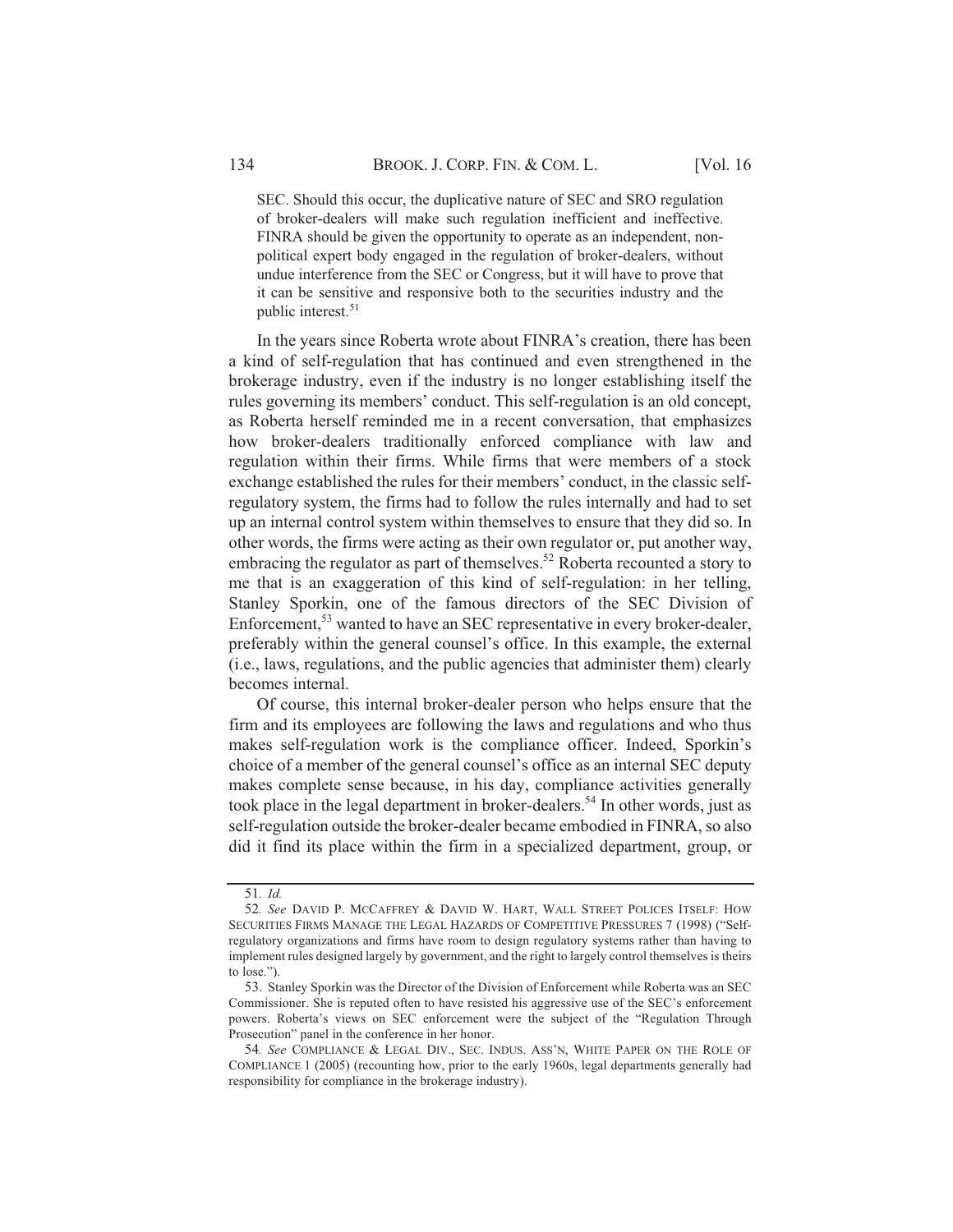> SEC. Should this occur, the duplicative nature of SEC and SRO regulation of broker-dealers will make such regulation inefficient and ineffective. FINRA should be given the opportunity to operate as an independent, non-political expert body engaged in the regulation of broker-dealers, without undue interference from the SEC or Congress, but it will have to prove that it can be sensitive and responsive both to the securities industry and the public interest.[51]

In the years since Roberta wrote about FINRA's creation, there has been a kind of self-regulation that has continued and even strengthened in the brokerage industry, even if the industry is no longer establishing itself the rules governing its members' conduct. This self-regulation is an old concept, as Roberta herself reminded me in a recent conversation, that emphasizes how broker-dealers traditionally enforced compliance with law and regulation within their firms. While firms that were members of a stock exchange established the rules for their members' conduct, in the classic self-regulatory system, the firms had to follow the rules internally and had to set up an internal control system within themselves to ensure that they did so. In other words, the firms were acting as their own regulator or, put another way, embracing the regulator as part of themselves.[52] Roberta recounted a story to me that is an exaggeration of this kind of self-regulation: in her telling, Stanley Sporkin, one of the famous directors of the SEC Division of Enforcement,[53] wanted to have an SEC representative in every broker-dealer, preferably within the general counsel's office. In this example, the external (i.e., laws, regulations, and the public agencies that administer them) clearly becomes internal.

Of course, this internal broker-dealer person who helps ensure that the firm and its employees are following the laws and regulations and who thus makes self-regulation work is the compliance officer. Indeed, Sporkin's choice of a member of the general counsel's office as an internal SEC deputy makes complete sense because, in his day, compliance activities generally took place in the legal department in broker-dealers.[54] In other words, just as self-regulation outside the broker-dealer became embodied in FINRA, so also did it find its place within the firm in a specialized department, group, or

---

51. *Id.*

52. *See* DAVID P. MCCAFFREY & DAVID W. HART, WALL STREET POLICES ITSELF: HOW SECURITIES FIRMS MANAGE THE LEGAL HAZARDS OF COMPETITIVE PRESSURES 7 (1998) ("Self-regulatory organizations and firms have room to design regulatory systems rather than having to implement rules designed largely by government, and the right to largely control themselves is theirs to lose.").

53. Stanley Sporkin was the Director of the Division of Enforcement while Roberta was an SEC Commissioner. She is reputed often to have resisted his aggressive use of the SEC's enforcement powers. Roberta's views on SEC enforcement were the subject of the "Regulation Through Prosecution" panel in the conference in her honor.

54. *See* COMPLIANCE & LEGAL DIV., SEC. INDUS. ASS'N, WHITE PAPER ON THE ROLE OF COMPLIANCE 1 (2005) (recounting how, prior to the early 1960s, legal departments generally had responsibility for compliance in the brokerage industry).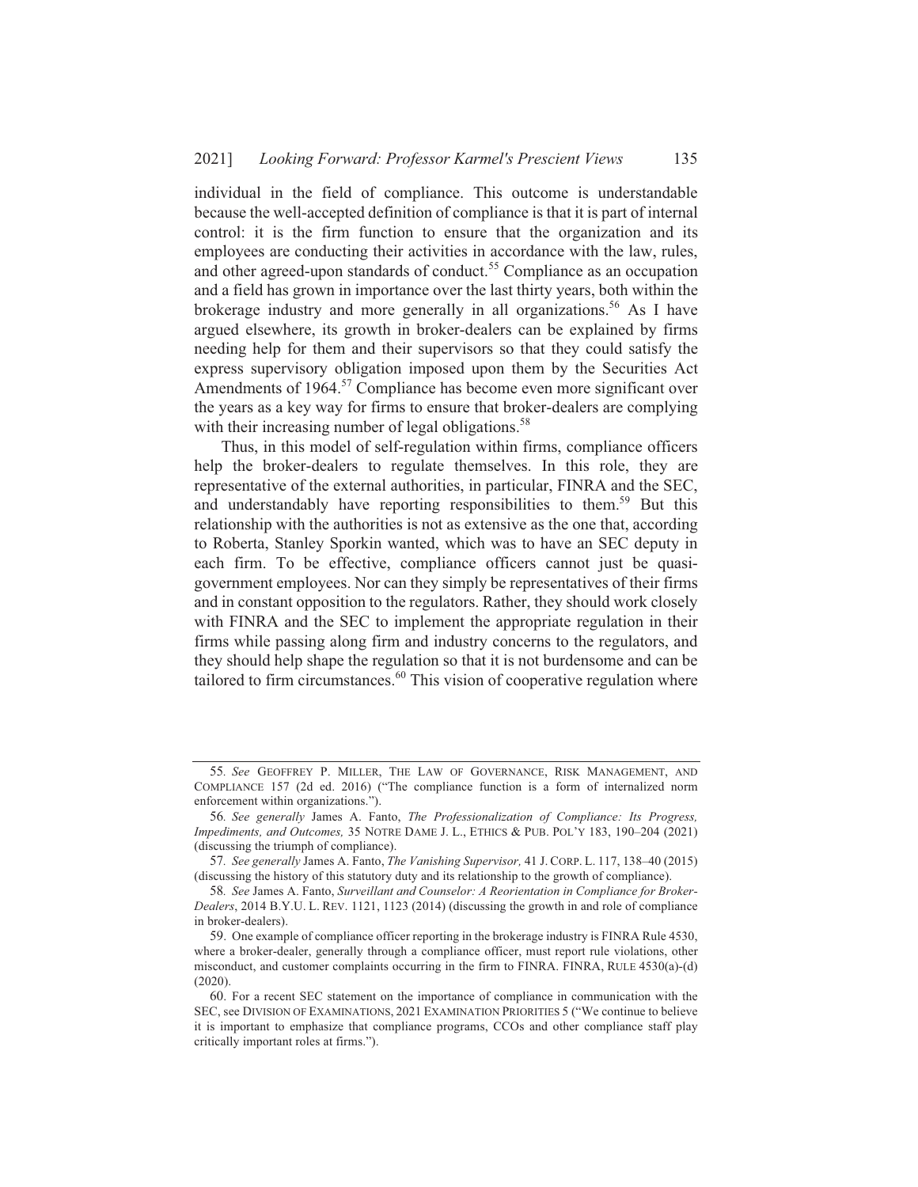individual in the field of compliance. This outcome is understandable because the well-accepted definition of compliance is that it is part of internal control: it is the firm function to ensure that the organization and its employees are conducting their activities in accordance with the law, rules, and other agreed-upon standards of conduct.[55] Compliance as an occupation and a field has grown in importance over the last thirty years, both within the brokerage industry and more generally in all organizations.[56] As I have argued elsewhere, its growth in broker-dealers can be explained by firms needing help for them and their supervisors so that they could satisfy the express supervisory obligation imposed upon them by the Securities Act Amendments of 1964.[57] Compliance has become even more significant over the years as a key way for firms to ensure that broker-dealers are complying with their increasing number of legal obligations.[58]

Thus, in this model of self-regulation within firms, compliance officers help the broker-dealers to regulate themselves. In this role, they are representative of the external authorities, in particular, FINRA and the SEC, and understandably have reporting responsibilities to them.[59] But this relationship with the authorities is not as extensive as the one that, according to Roberta, Stanley Sporkin wanted, which was to have an SEC deputy in each firm. To be effective, compliance officers cannot just be quasi-government employees. Nor can they simply be representatives of their firms and in constant opposition to the regulators. Rather, they should work closely with FINRA and the SEC to implement the appropriate regulation in their firms while passing along firm and industry concerns to the regulators, and they should help shape the regulation so that it is not burdensome and can be tailored to firm circumstances.[60] This vision of cooperative regulation where

---

55. *See* GEOFFREY P. MILLER, THE LAW OF GOVERNANCE, RISK MANAGEMENT, AND COMPLIANCE 157 (2d ed. 2016) ("The compliance function is a form of internalized norm enforcement within organizations.").

56. *See generally* James A. Fanto, *The Professionalization of Compliance: Its Progress, Impediments, and Outcomes,* 35 NOTRE DAME J. L., ETHICS & PUB. POL'Y 183, 190–204 (2021) (discussing the triumph of compliance).

57. *See generally* James A. Fanto, *The Vanishing Supervisor,* 41 J. CORP. L. 117, 138–40 (2015) (discussing the history of this statutory duty and its relationship to the growth of compliance).

58. *See* James A. Fanto, *Surveillant and Counselor: A Reorientation in Compliance for Broker-Dealers*, 2014 B.Y.U. L. REV. 1121, 1123 (2014) (discussing the growth in and role of compliance in broker-dealers).

59. One example of compliance officer reporting in the brokerage industry is FINRA Rule 4530, where a broker-dealer, generally through a compliance officer, must report rule violations, other misconduct, and customer complaints occurring in the firm to FINRA. FINRA, RULE 4530(a)-(d) (2020).

60. For a recent SEC statement on the importance of compliance in communication with the SEC, see DIVISION OF EXAMINATIONS, 2021 EXAMINATION PRIORITIES 5 ("We continue to believe it is important to emphasize that compliance programs, CCOs and other compliance staff play critically important roles at firms.").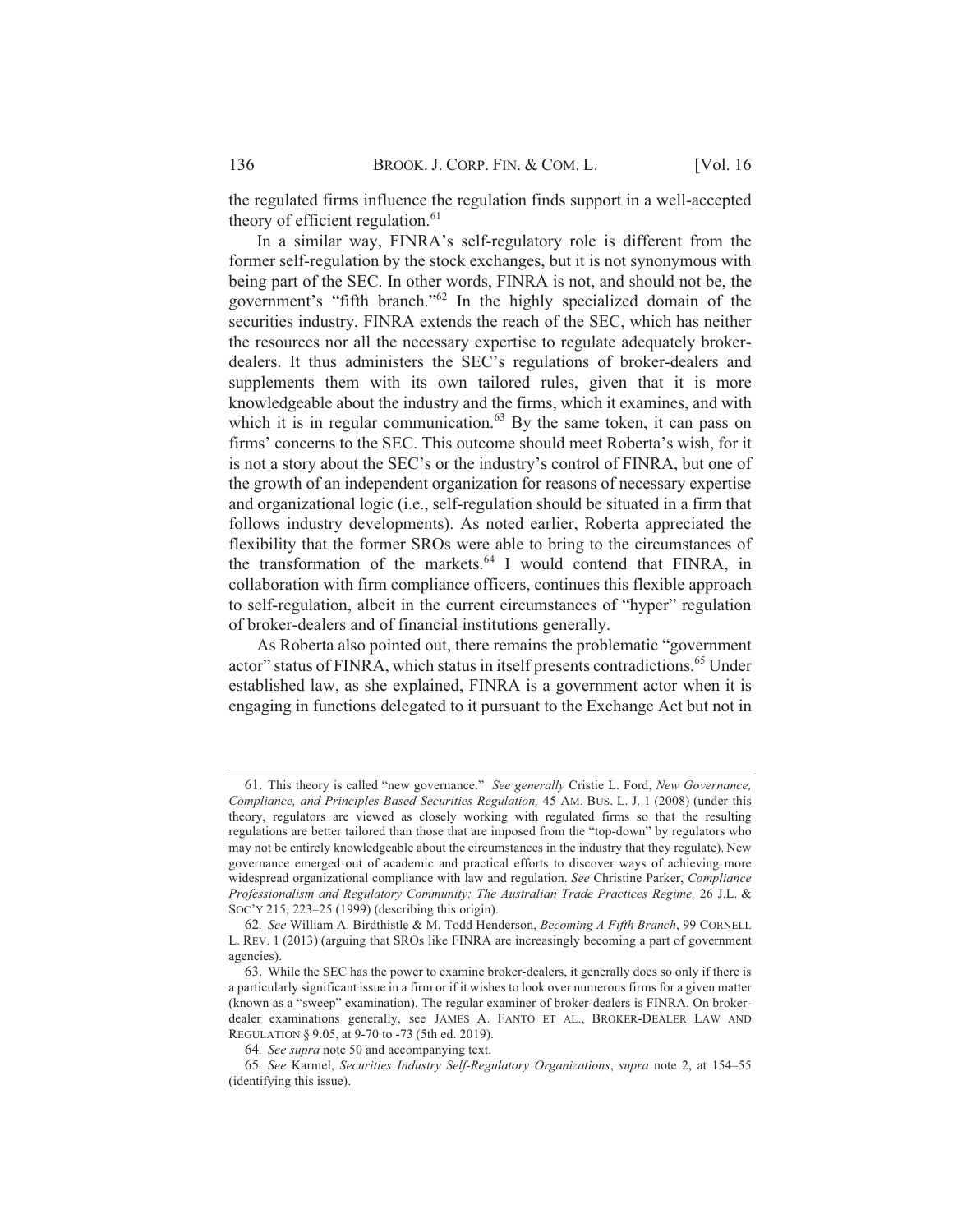the regulated firms influence the regulation finds support in a well-accepted theory of efficient regulation.[61]

In a similar way, FINRA's self-regulatory role is different from the former self-regulation by the stock exchanges, but it is not synonymous with being part of the SEC. In other words, FINRA is not, and should not be, the government's "fifth branch."[62] In the highly specialized domain of the securities industry, FINRA extends the reach of the SEC, which has neither the resources nor all the necessary expertise to regulate adequately broker-dealers. It thus administers the SEC's regulations of broker-dealers and supplements them with its own tailored rules, given that it is more knowledgeable about the industry and the firms, which it examines, and with which it is in regular communication.[63] By the same token, it can pass on firms' concerns to the SEC. This outcome should meet Roberta's wish, for it is not a story about the SEC's or the industry's control of FINRA, but one of the growth of an independent organization for reasons of necessary expertise and organizational logic (i.e., self-regulation should be situated in a firm that follows industry developments). As noted earlier, Roberta appreciated the flexibility that the former SROs were able to bring to the circumstances of the transformation of the markets.[64] I would contend that FINRA, in collaboration with firm compliance officers, continues this flexible approach to self-regulation, albeit in the current circumstances of "hyper" regulation of broker-dealers and of financial institutions generally.

As Roberta also pointed out, there remains the problematic "government actor" status of FINRA, which status in itself presents contradictions.[65] Under established law, as she explained, FINRA is a government actor when it is engaging in functions delegated to it pursuant to the Exchange Act but not in

---

61. This theory is called "new governance." *See generally* Cristie L. Ford, *New Governance, Compliance, and Principles-Based Securities Regulation,* 45 AM. BUS. L. J. 1 (2008) (under this theory, regulators are viewed as closely working with regulated firms so that the resulting regulations are better tailored than those that are imposed from the "top-down" by regulators who may not be entirely knowledgeable about the circumstances in the industry that they regulate). New governance emerged out of academic and practical efforts to discover ways of achieving more widespread organizational compliance with law and regulation. *See* Christine Parker, *Compliance Professionalism and Regulatory Community: The Australian Trade Practices Regime,* 26 J.L. & SOC'Y 215, 223–25 (1999) (describing this origin).

62. *See* William A. Birdthistle & M. Todd Henderson, *Becoming A Fifth Branch*, 99 CORNELL L. REV. 1 (2013) (arguing that SROs like FINRA are increasingly becoming a part of government agencies).

63. While the SEC has the power to examine broker-dealers, it generally does so only if there is a particularly significant issue in a firm or if it wishes to look over numerous firms for a given matter (known as a "sweep" examination). The regular examiner of broker-dealers is FINRA. On broker-dealer examinations generally, see JAMES A. FANTO ET AL., BROKER-DEALER LAW AND REGULATION § 9.05, at 9-70 to -73 (5th ed. 2019).

64. *See supra* note 50 and accompanying text.

65. *See* Karmel, *Securities Industry Self-Regulatory Organizations*, *supra* note 2, at 154–55 (identifying this issue).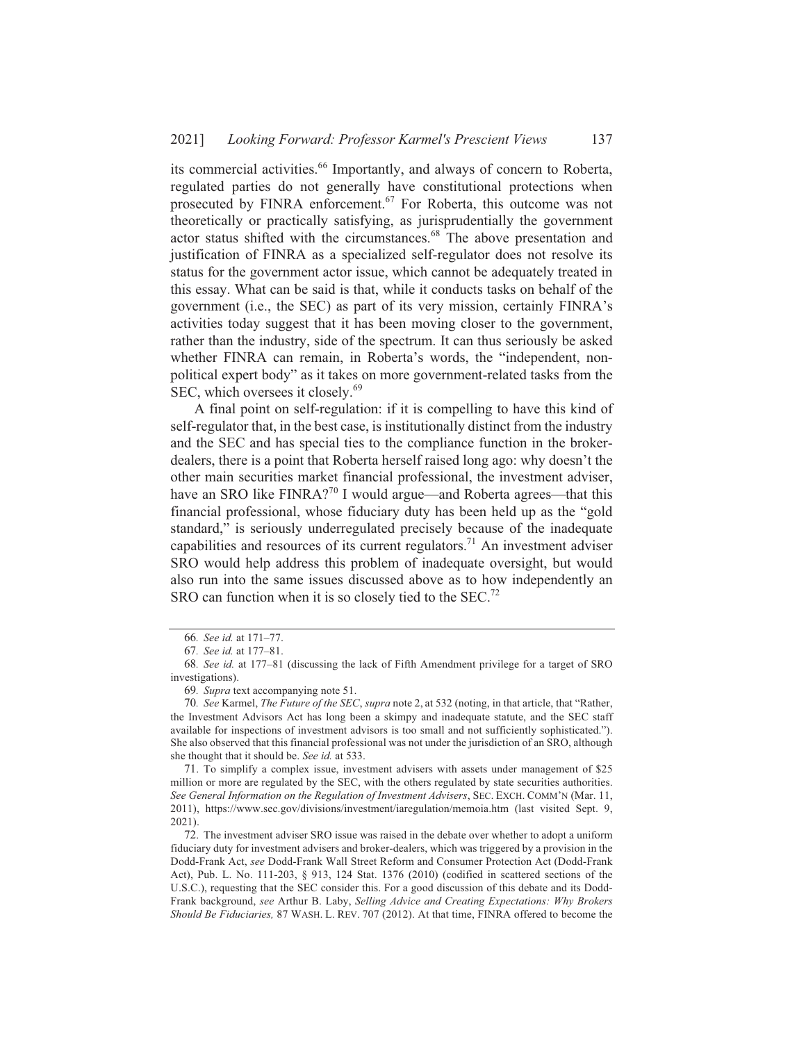its commercial activities.[66] Importantly, and always of concern to Roberta, regulated parties do not generally have constitutional protections when prosecuted by FINRA enforcement.[67] For Roberta, this outcome was not theoretically or practically satisfying, as jurisprudentially the government actor status shifted with the circumstances.[68] The above presentation and justification of FINRA as a specialized self-regulator does not resolve its status for the government actor issue, which cannot be adequately treated in this essay. What can be said is that, while it conducts tasks on behalf of the government (i.e., the SEC) as part of its very mission, certainly FINRA's activities today suggest that it has been moving closer to the government, rather than the industry, side of the spectrum. It can thus seriously be asked whether FINRA can remain, in Roberta's words, the "independent, non-political expert body" as it takes on more government-related tasks from the SEC, which oversees it closely.[69]

A final point on self-regulation: if it is compelling to have this kind of self-regulator that, in the best case, is institutionally distinct from the industry and the SEC and has special ties to the compliance function in the broker-dealers, there is a point that Roberta herself raised long ago: why doesn't the other main securities market financial professional, the investment adviser, have an SRO like FINRA?[70] I would argue—and Roberta agrees—that this financial professional, whose fiduciary duty has been held up as the "gold standard," is seriously underregulated precisely because of the inadequate capabilities and resources of its current regulators.[71] An investment adviser SRO would help address this problem of inadequate oversight, but would also run into the same issues discussed above as to how independently an SRO can function when it is so closely tied to the SEC.[72]

---

66. *See id.* at 171–77.

67. *See id.* at 177–81.

68. *See id.* at 177–81 (discussing the lack of Fifth Amendment privilege for a target of SRO investigations).

69. *Supra* text accompanying note 51.

70. *See* Karmel, *The Future of the SEC*, *supra* note 2, at 532 (noting, in that article, that "Rather, the Investment Advisors Act has long been a skimpy and inadequate statute, and the SEC staff available for inspections of investment advisors is too small and not sufficiently sophisticated."). She also observed that this financial professional was not under the jurisdiction of an SRO, although she thought that it should be. *See id.* at 533.

71. To simplify a complex issue, investment advisers with assets under management of $25 million or more are regulated by the SEC, with the others regulated by state securities authorities. *See General Information on the Regulation of Investment Advisers*, SEC. EXCH. COMM'N (Mar. 11, 2011), https://www.sec.gov/divisions/investment/iaregulation/memoia.htm (last visited Sept. 9, 2021).

72. The investment adviser SRO issue was raised in the debate over whether to adopt a uniform fiduciary duty for investment advisers and broker-dealers, which was triggered by a provision in the Dodd-Frank Act, *see* Dodd-Frank Wall Street Reform and Consumer Protection Act (Dodd-Frank Act), Pub. L. No. 111-203, § 913, 124 Stat. 1376 (2010) (codified in scattered sections of the U.S.C.), requesting that the SEC consider this. For a good discussion of this debate and its Dodd-Frank background, *see* Arthur B. Laby, *Selling Advice and Creating Expectations: Why Brokers Should Be Fiduciaries,* 87 WASH. L. REV. 707 (2012). At that time, FINRA offered to become the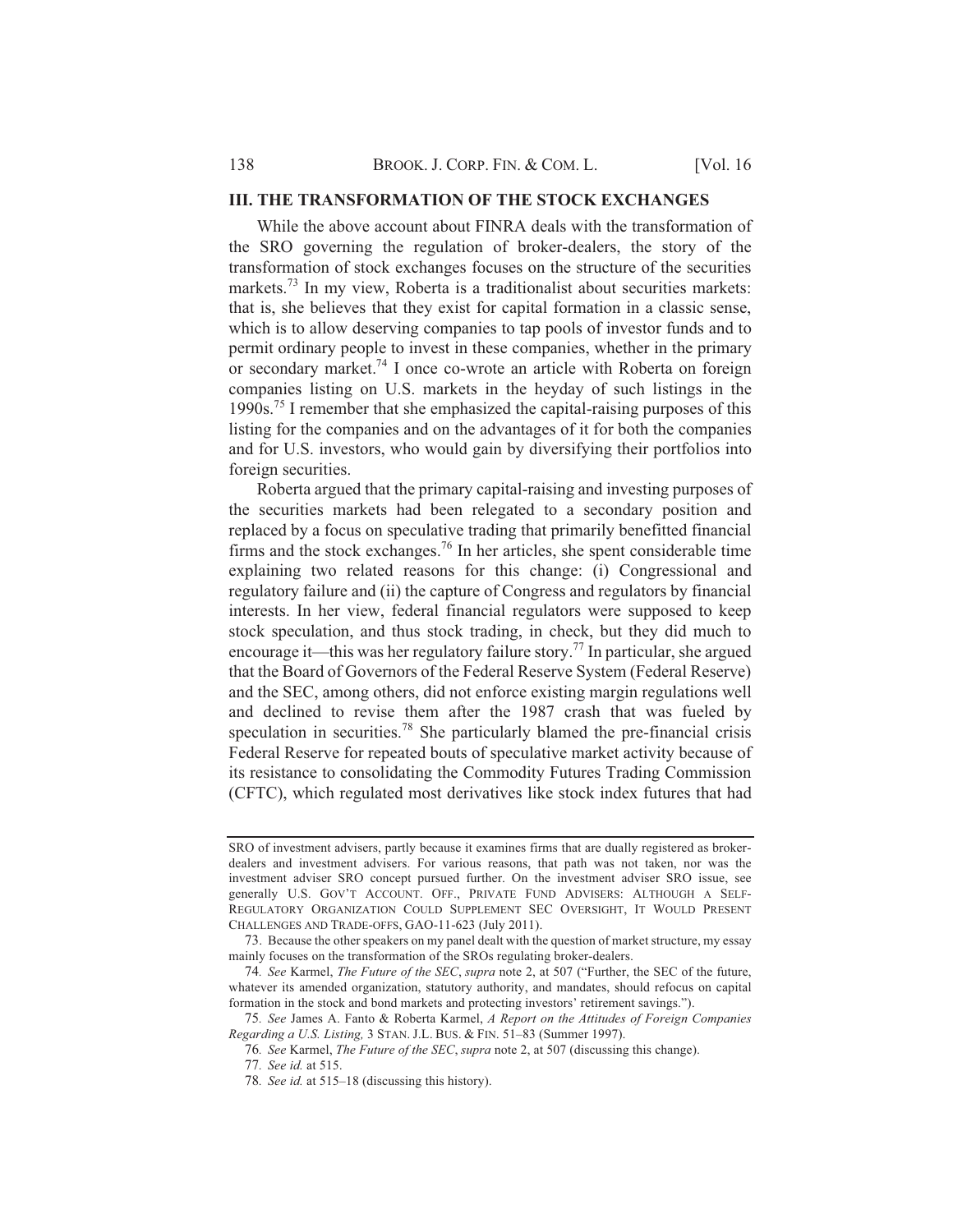## III. THE TRANSFORMATION OF THE STOCK EXCHANGES

While the above account about FINRA deals with the transformation of the SRO governing the regulation of broker-dealers, the story of the transformation of stock exchanges focuses on the structure of the securities markets.[73] In my view, Roberta is a traditionalist about securities markets: that is, she believes that they exist for capital formation in a classic sense, which is to allow deserving companies to tap pools of investor funds and to permit ordinary people to invest in these companies, whether in the primary or secondary market.[74] I once co-wrote an article with Roberta on foreign companies listing on U.S. markets in the heyday of such listings in the 1990s.[75] I remember that she emphasized the capital-raising purposes of this listing for the companies and on the advantages of it for both the companies and for U.S. investors, who would gain by diversifying their portfolios into foreign securities.

Roberta argued that the primary capital-raising and investing purposes of the securities markets had been relegated to a secondary position and replaced by a focus on speculative trading that primarily benefitted financial firms and the stock exchanges.[76] In her articles, she spent considerable time explaining two related reasons for this change: (i) Congressional and regulatory failure and (ii) the capture of Congress and regulators by financial interests. In her view, federal financial regulators were supposed to keep stock speculation, and thus stock trading, in check, but they did much to encourage it—this was her regulatory failure story.[77] In particular, she argued that the Board of Governors of the Federal Reserve System (Federal Reserve) and the SEC, among others, did not enforce existing margin regulations well and declined to revise them after the 1987 crash that was fueled by speculation in securities.[78] She particularly blamed the pre-financial crisis Federal Reserve for repeated bouts of speculative market activity because of its resistance to consolidating the Commodity Futures Trading Commission (CFTC), which regulated most derivatives like stock index futures that had

---

SRO of investment advisers, partly because it examines firms that are dually registered as broker-dealers and investment advisers. For various reasons, that path was not taken, nor was the investment adviser SRO concept pursued further. On the investment adviser SRO issue, see generally U.S. GOV'T ACCOUNT. OFF., PRIVATE FUND ADVISERS: ALTHOUGH A SELF-REGULATORY ORGANIZATION COULD SUPPLEMENT SEC OVERSIGHT, IT WOULD PRESENT CHALLENGES AND TRADE-OFFS, GAO-11-623 (July 2011).

73. Because the other speakers on my panel dealt with the question of market structure, my essay mainly focuses on the transformation of the SROs regulating broker-dealers.

74. *See* Karmel, *The Future of the SEC*, *supra* note 2, at 507 ("Further, the SEC of the future, whatever its amended organization, statutory authority, and mandates, should refocus on capital formation in the stock and bond markets and protecting investors' retirement savings.").

75. *See* James A. Fanto & Roberta Karmel, *A Report on the Attitudes of Foreign Companies Regarding a U.S. Listing,* 3 STAN. J.L. BUS. & FIN. 51–83 (Summer 1997).

76. *See* Karmel, *The Future of the SEC*, *supra* note 2, at 507 (discussing this change).

77. *See id.* at 515.

78. *See id.* at 515–18 (discussing this history).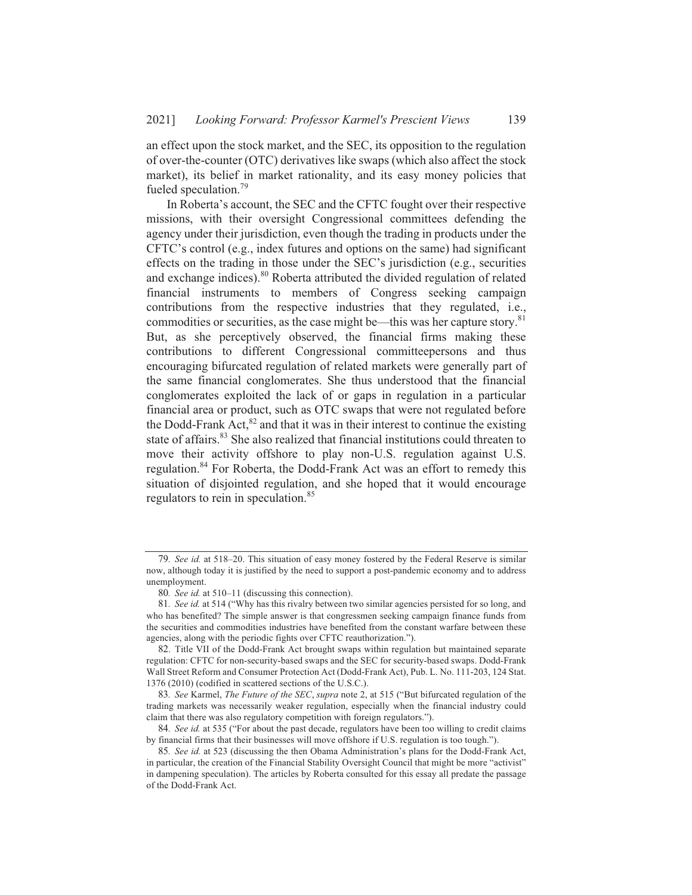an effect upon the stock market, and the SEC, its opposition to the regulation of over-the-counter (OTC) derivatives like swaps (which also affect the stock market), its belief in market rationality, and its easy money policies that fueled speculation.[79]

In Roberta's account, the SEC and the CFTC fought over their respective missions, with their oversight Congressional committees defending the agency under their jurisdiction, even though the trading in products under the CFTC's control (e.g., index futures and options on the same) had significant effects on the trading in those under the SEC's jurisdiction (e.g., securities and exchange indices).[80] Roberta attributed the divided regulation of related financial instruments to members of Congress seeking campaign contributions from the respective industries that they regulated, i.e., commodities or securities, as the case might be—this was her capture story.[81] But, as she perceptively observed, the financial firms making these contributions to different Congressional committeepersons and thus encouraging bifurcated regulation of related markets were generally part of the same financial conglomerates. She thus understood that the financial conglomerates exploited the lack of or gaps in regulation in a particular financial area or product, such as OTC swaps that were not regulated before the Dodd-Frank Act,[82] and that it was in their interest to continue the existing state of affairs.[83] She also realized that financial institutions could threaten to move their activity offshore to play non-U.S. regulation against U.S. regulation.[84] For Roberta, the Dodd-Frank Act was an effort to remedy this situation of disjointed regulation, and she hoped that it would encourage regulators to rein in speculation.[85]

---

79. *See id.* at 518–20. This situation of easy money fostered by the Federal Reserve is similar now, although today it is justified by the need to support a post-pandemic economy and to address unemployment.

80. *See id.* at 510–11 (discussing this connection).

81. *See id.* at 514 ("Why has this rivalry between two similar agencies persisted for so long, and who has benefited? The simple answer is that congressmen seeking campaign finance funds from the securities and commodities industries have benefited from the constant warfare between these agencies, along with the periodic fights over CFTC reauthorization.").

82. Title VII of the Dodd-Frank Act brought swaps within regulation but maintained separate regulation: CFTC for non-security-based swaps and the SEC for security-based swaps. Dodd-Frank Wall Street Reform and Consumer Protection Act (Dodd-Frank Act), Pub. L. No. 111-203, 124 Stat. 1376 (2010) (codified in scattered sections of the U.S.C.).

83. *See* Karmel, *The Future of the SEC*, *supra* note 2, at 515 ("But bifurcated regulation of the trading markets was necessarily weaker regulation, especially when the financial industry could claim that there was also regulatory competition with foreign regulators.").

84. *See id.* at 535 ("For about the past decade, regulators have been too willing to credit claims by financial firms that their businesses will move offshore if U.S. regulation is too tough.").

85. *See id.* at 523 (discussing the then Obama Administration's plans for the Dodd-Frank Act, in particular, the creation of the Financial Stability Oversight Council that might be more "activist" in dampening speculation). The articles by Roberta consulted for this essay all predate the passage of the Dodd-Frank Act.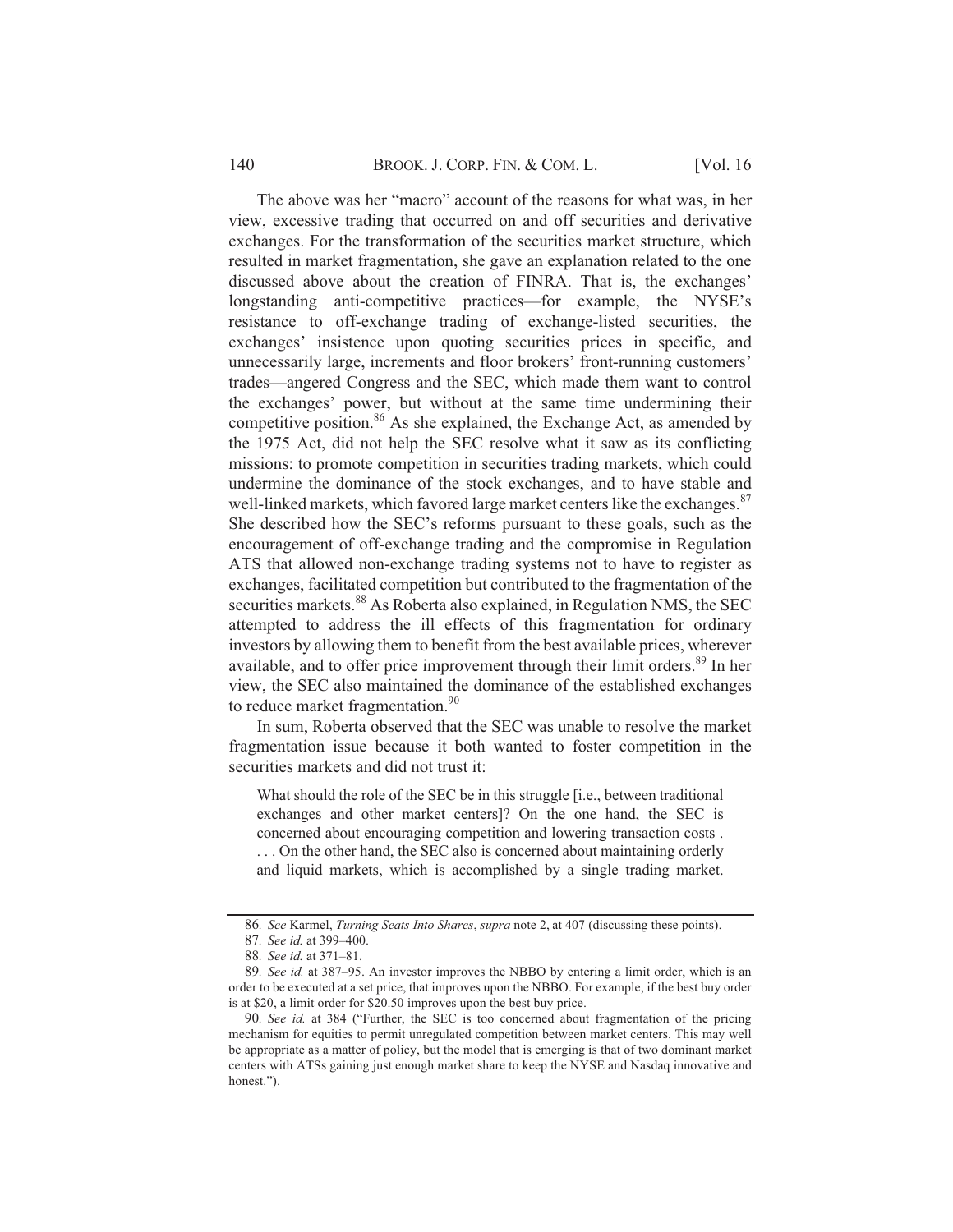The above was her "macro" account of the reasons for what was, in her view, excessive trading that occurred on and off securities and derivative exchanges. For the transformation of the securities market structure, which resulted in market fragmentation, she gave an explanation related to the one discussed above about the creation of FINRA. That is, the exchanges' longstanding anti-competitive practices—for example, the NYSE's resistance to off-exchange trading of exchange-listed securities, the exchanges' insistence upon quoting securities prices in specific, and unnecessarily large, increments and floor brokers' front-running customers' trades—angered Congress and the SEC, which made them want to control the exchanges' power, but without at the same time undermining their competitive position.[86] As she explained, the Exchange Act, as amended by the 1975 Act, did not help the SEC resolve what it saw as its conflicting missions: to promote competition in securities trading markets, which could undermine the dominance of the stock exchanges, and to have stable and well-linked markets, which favored large market centers like the exchanges.[87] She described how the SEC's reforms pursuant to these goals, such as the encouragement of off-exchange trading and the compromise in Regulation ATS that allowed non-exchange trading systems not to have to register as exchanges, facilitated competition but contributed to the fragmentation of the securities markets.[88] As Roberta also explained, in Regulation NMS, the SEC attempted to address the ill effects of this fragmentation for ordinary investors by allowing them to benefit from the best available prices, wherever available, and to offer price improvement through their limit orders.[89] In her view, the SEC also maintained the dominance of the established exchanges to reduce market fragmentation.[90]

In sum, Roberta observed that the SEC was unable to resolve the market fragmentation issue because it both wanted to foster competition in the securities markets and did not trust it:

> What should the role of the SEC be in this struggle [i.e., between traditional exchanges and other market centers]? On the one hand, the SEC is concerned about encouraging competition and lowering transaction costs . . . . On the other hand, the SEC also is concerned about maintaining orderly and liquid markets, which is accomplished by a single trading market.

---

86. *See* Karmel, *Turning Seats Into Shares*, *supra* note 2, at 407 (discussing these points).

87. *See id.* at 399–400.

88. *See id.* at 371–81.

89. *See id.* at 387–95. An investor improves the NBBO by entering a limit order, which is an order to be executed at a set price, that improves upon the NBBO. For example, if the best buy order is at $20, a limit order for $20.50 improves upon the best buy price.

90. *See id.* at 384 ("Further, the SEC is too concerned about fragmentation of the pricing mechanism for equities to permit unregulated competition between market centers. This may well be appropriate as a matter of policy, but the model that is emerging is that of two dominant market centers with ATSs gaining just enough market share to keep the NYSE and Nasdaq innovative and honest.").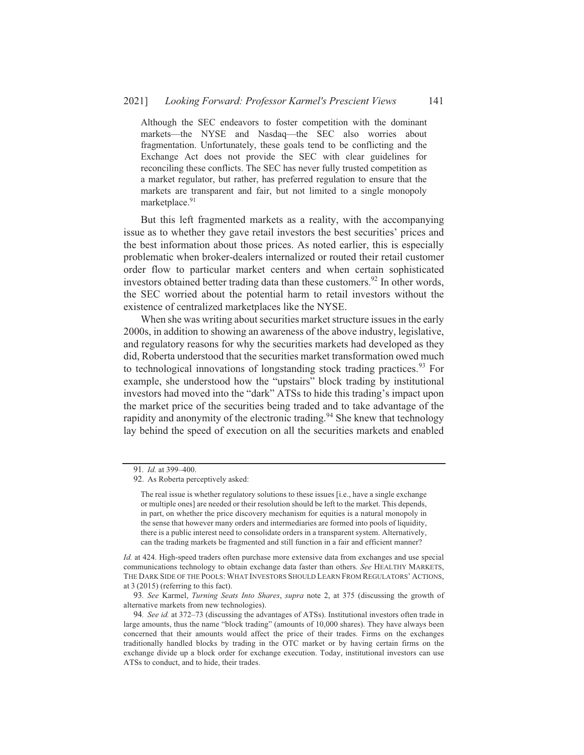> Although the SEC endeavors to foster competition with the dominant markets—the NYSE and Nasdaq—the SEC also worries about fragmentation. Unfortunately, these goals tend to be conflicting and the Exchange Act does not provide the SEC with clear guidelines for reconciling these conflicts. The SEC has never fully trusted competition as a market regulator, but rather, has preferred regulation to ensure that the markets are transparent and fair, but not limited to a single monopoly marketplace.[91]

But this left fragmented markets as a reality, with the accompanying issue as to whether they gave retail investors the best securities' prices and the best information about those prices. As noted earlier, this is especially problematic when broker-dealers internalized or routed their retail customer order flow to particular market centers and when certain sophisticated investors obtained better trading data than these customers.[92] In other words, the SEC worried about the potential harm to retail investors without the existence of centralized marketplaces like the NYSE.

When she was writing about securities market structure issues in the early 2000s, in addition to showing an awareness of the above industry, legislative, and regulatory reasons for why the securities markets had developed as they did, Roberta understood that the securities market transformation owed much to technological innovations of longstanding stock trading practices.[93] For example, she understood how the "upstairs" block trading by institutional investors had moved into the "dark" ATSs to hide this trading's impact upon the market price of the securities being traded and to take advantage of the rapidity and anonymity of the electronic trading.[94] She knew that technology lay behind the speed of execution on all the securities markets and enabled

---

91. *Id.* at 399–400.

92. As Roberta perceptively asked:

> The real issue is whether regulatory solutions to these issues [i.e., have a single exchange or multiple ones] are needed or their resolution should be left to the market. This depends, in part, on whether the price discovery mechanism for equities is a natural monopoly in the sense that however many orders and intermediaries are formed into pools of liquidity, there is a public interest need to consolidate orders in a transparent system. Alternatively, can the trading markets be fragmented and still function in a fair and efficient manner?

*Id.* at 424. High-speed traders often purchase more extensive data from exchanges and use special communications technology to obtain exchange data faster than others. *See* HEALTHY MARKETS, THE DARK SIDE OF THE POOLS: WHAT INVESTORS SHOULD LEARN FROM REGULATORS' ACTIONS, at 3 (2015) (referring to this fact).

93. *See* Karmel, *Turning Seats Into Shares*, *supra* note 2, at 375 (discussing the growth of alternative markets from new technologies).

94. *See id.* at 372–73 (discussing the advantages of ATSs). Institutional investors often trade in large amounts, thus the name "block trading" (amounts of 10,000 shares). They have always been concerned that their amounts would affect the price of their trades. Firms on the exchanges traditionally handled blocks by trading in the OTC market or by having certain firms on the exchange divide up a block order for exchange execution. Today, institutional investors can use ATSs to conduct, and to hide, their trades.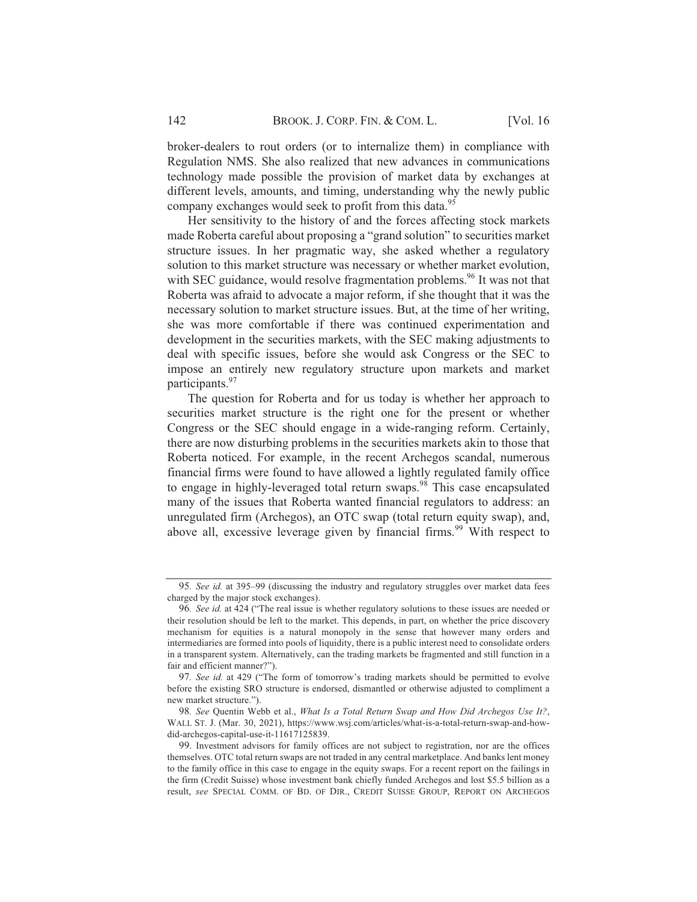broker-dealers to rout orders (or to internalize them) in compliance with Regulation NMS. She also realized that new advances in communications technology made possible the provision of market data by exchanges at different levels, amounts, and timing, understanding why the newly public company exchanges would seek to profit from this data.[95]

Her sensitivity to the history of and the forces affecting stock markets made Roberta careful about proposing a "grand solution" to securities market structure issues. In her pragmatic way, she asked whether a regulatory solution to this market structure was necessary or whether market evolution, with SEC guidance, would resolve fragmentation problems.[96] It was not that Roberta was afraid to advocate a major reform, if she thought that it was the necessary solution to market structure issues. But, at the time of her writing, she was more comfortable if there was continued experimentation and development in the securities markets, with the SEC making adjustments to deal with specific issues, before she would ask Congress or the SEC to impose an entirely new regulatory structure upon markets and market participants.[97]

The question for Roberta and for us today is whether her approach to securities market structure is the right one for the present or whether Congress or the SEC should engage in a wide-ranging reform. Certainly, there are now disturbing problems in the securities markets akin to those that Roberta noticed. For example, in the recent Archegos scandal, numerous financial firms were found to have allowed a lightly regulated family office to engage in highly-leveraged total return swaps.[98] This case encapsulated many of the issues that Roberta wanted financial regulators to address: an unregulated firm (Archegos), an OTC swap (total return equity swap), and, above all, excessive leverage given by financial firms.[99] With respect to

---

95. *See id.* at 395–99 (discussing the industry and regulatory struggles over market data fees charged by the major stock exchanges).

96. *See id.* at 424 ("The real issue is whether regulatory solutions to these issues are needed or their resolution should be left to the market. This depends, in part, on whether the price discovery mechanism for equities is a natural monopoly in the sense that however many orders and intermediaries are formed into pools of liquidity, there is a public interest need to consolidate orders in a transparent system. Alternatively, can the trading markets be fragmented and still function in a fair and efficient manner?").

97. *See id.* at 429 ("The form of tomorrow's trading markets should be permitted to evolve before the existing SRO structure is endorsed, dismantled or otherwise adjusted to compliment a new market structure.").

98. *See* Quentin Webb et al., *What Is a Total Return Swap and How Did Archegos Use It?*, WALL ST. J. (Mar. 30, 2021), https://www.wsj.com/articles/what-is-a-total-return-swap-and-how-did-archegos-capital-use-it-11617125839.

99. Investment advisors for family offices are not subject to registration, nor are the offices themselves. OTC total return swaps are not traded in any central marketplace. And banks lent money to the family office in this case to engage in the equity swaps. For a recent report on the failings in the firm (Credit Suisse) whose investment bank chiefly funded Archegos and lost $5.5 billion as a result, *see* SPECIAL COMM. OF BD. OF DIR., CREDIT SUISSE GROUP, REPORT ON ARCHEGOS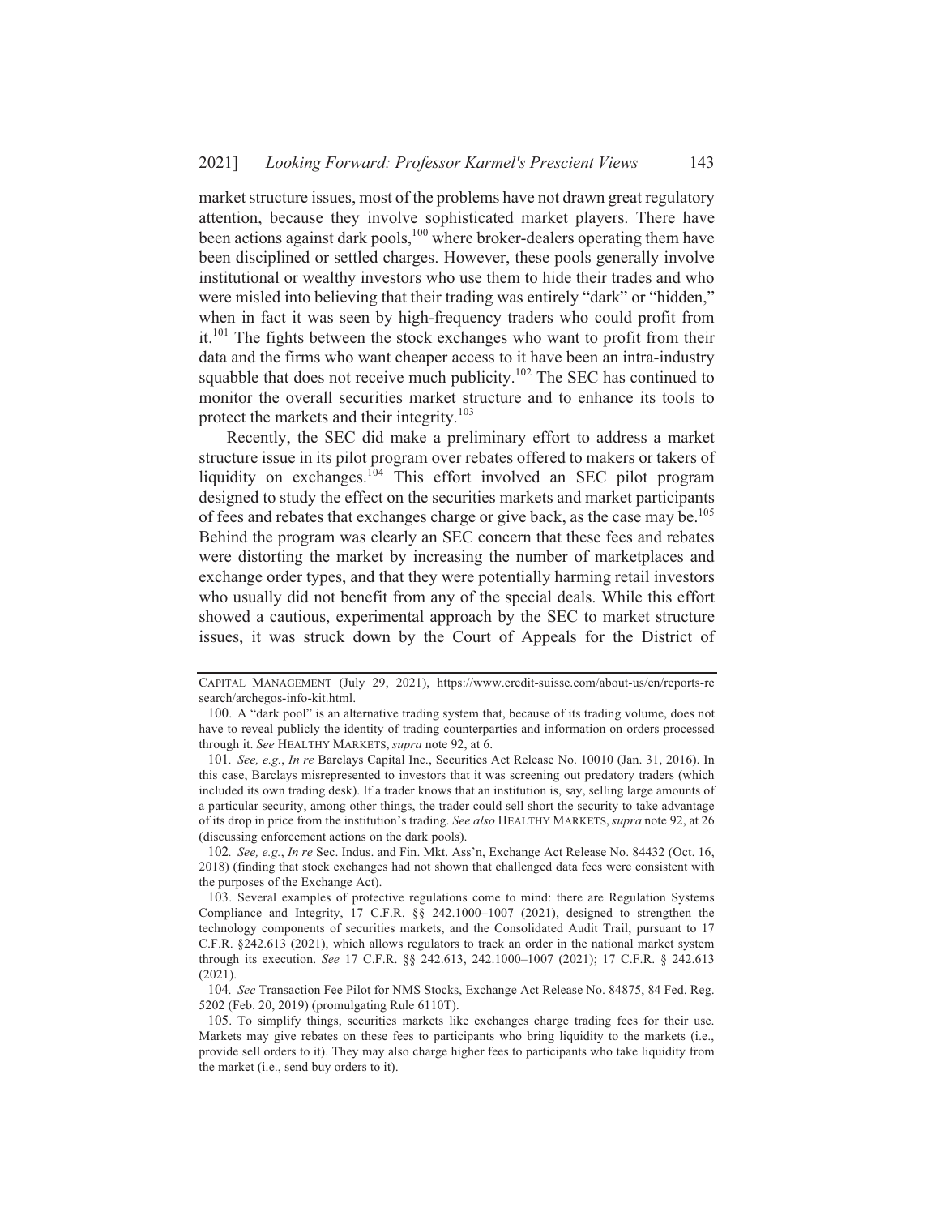market structure issues, most of the problems have not drawn great regulatory attention, because they involve sophisticated market players. There have been actions against dark pools,[100] where broker-dealers operating them have been disciplined or settled charges. However, these pools generally involve institutional or wealthy investors who use them to hide their trades and who were misled into believing that their trading was entirely "dark" or "hidden," when in fact it was seen by high-frequency traders who could profit from it.[101] The fights between the stock exchanges who want to profit from their data and the firms who want cheaper access to it have been an intra-industry squabble that does not receive much publicity.[102] The SEC has continued to monitor the overall securities market structure and to enhance its tools to protect the markets and their integrity.[103]

Recently, the SEC did make a preliminary effort to address a market structure issue in its pilot program over rebates offered to makers or takers of liquidity on exchanges.[104] This effort involved an SEC pilot program designed to study the effect on the securities markets and market participants of fees and rebates that exchanges charge or give back, as the case may be.[105] Behind the program was clearly an SEC concern that these fees and rebates were distorting the market by increasing the number of marketplaces and exchange order types, and that they were potentially harming retail investors who usually did not benefit from any of the special deals. While this effort showed a cautious, experimental approach by the SEC to market structure issues, it was struck down by the Court of Appeals for the District of

---

CAPITAL MANAGEMENT (July 29, 2021), https://www.credit-suisse.com/about-us/en/reports-research/archegos-info-kit.html.

100. A "dark pool" is an alternative trading system that, because of its trading volume, does not have to reveal publicly the identity of trading counterparties and information on orders processed through it. *See* HEALTHY MARKETS, *supra* note 92, at 6.

101. *See, e.g.*, *In re* Barclays Capital Inc., Securities Act Release No. 10010 (Jan. 31, 2016). In this case, Barclays misrepresented to investors that it was screening out predatory traders (which included its own trading desk). If a trader knows that an institution is, say, selling large amounts of a particular security, among other things, the trader could sell short the security to take advantage of its drop in price from the institution's trading. *See also* HEALTHY MARKETS, *supra* note 92, at 26 (discussing enforcement actions on the dark pools).

102. *See, e.g.*, *In re* Sec. Indus. and Fin. Mkt. Ass'n, Exchange Act Release No. 84432 (Oct. 16, 2018) (finding that stock exchanges had not shown that challenged data fees were consistent with the purposes of the Exchange Act).

103. Several examples of protective regulations come to mind: there are Regulation Systems Compliance and Integrity, 17 C.F.R. §§ 242.1000–1007 (2021), designed to strengthen the technology components of securities markets, and the Consolidated Audit Trail, pursuant to 17 C.F.R. §242.613 (2021), which allows regulators to track an order in the national market system through its execution. *See* 17 C.F.R. §§ 242.613, 242.1000–1007 (2021); 17 C.F.R. § 242.613 (2021).

104. *See* Transaction Fee Pilot for NMS Stocks, Exchange Act Release No. 84875, 84 Fed. Reg. 5202 (Feb. 20, 2019) (promulgating Rule 610T).

105. To simplify things, securities markets like exchanges charge trading fees for their use. Markets may give rebates on these fees to participants who bring liquidity to the markets (i.e., provide sell orders to it). They may also charge higher fees to participants who take liquidity from the market (i.e., send buy orders to it).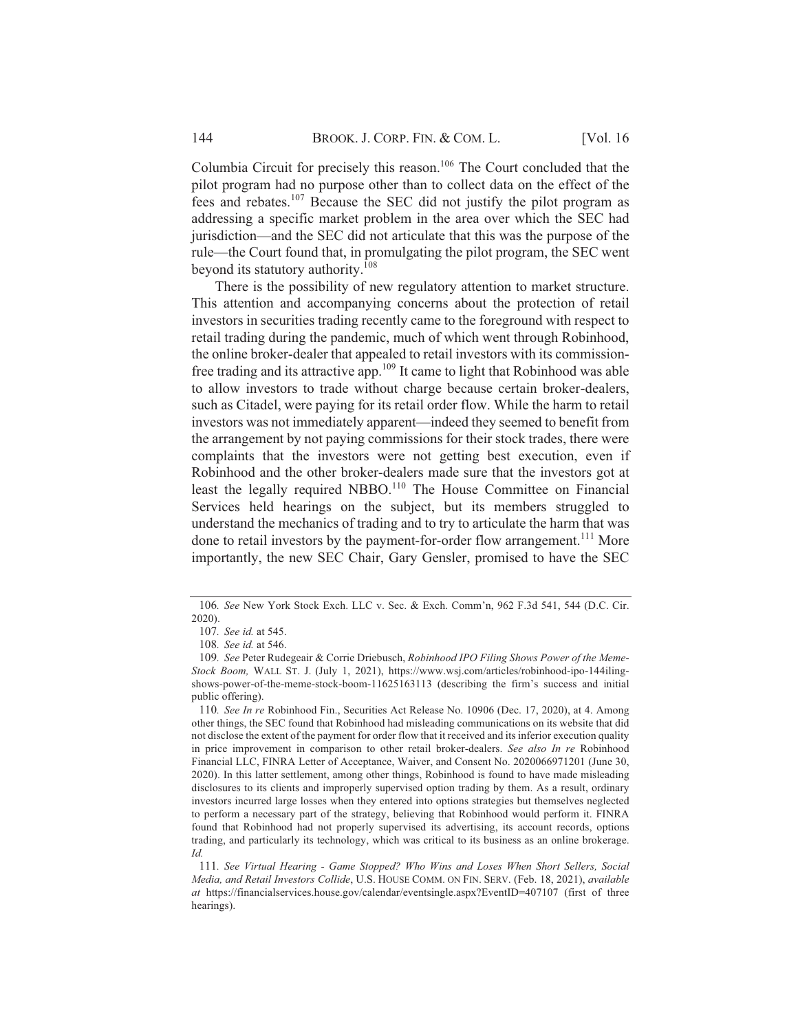Columbia Circuit for precisely this reason.[106] The Court concluded that the pilot program had no purpose other than to collect data on the effect of the fees and rebates.[107] Because the SEC did not justify the pilot program as addressing a specific market problem in the area over which the SEC had jurisdiction—and the SEC did not articulate that this was the purpose of the rule—the Court found that, in promulgating the pilot program, the SEC went beyond its statutory authority.[108]

There is the possibility of new regulatory attention to market structure. This attention and accompanying concerns about the protection of retail investors in securities trading recently came to the foreground with respect to retail trading during the pandemic, much of which went through Robinhood, the online broker-dealer that appealed to retail investors with its commission-free trading and its attractive app.[109] It came to light that Robinhood was able to allow investors to trade without charge because certain broker-dealers, such as Citadel, were paying for its retail order flow. While the harm to retail investors was not immediately apparent—indeed they seemed to benefit from the arrangement by not paying commissions for their stock trades, there were complaints that the investors were not getting best execution, even if Robinhood and the other broker-dealers made sure that the investors got at least the legally required NBBO.[110] The House Committee on Financial Services held hearings on the subject, but its members struggled to understand the mechanics of trading and to try to articulate the harm that was done to retail investors by the payment-for-order flow arrangement.[111] More importantly, the new SEC Chair, Gary Gensler, promised to have the SEC

---

106. *See* New York Stock Exch. LLC v. Sec. & Exch. Comm'n, 962 F.3d 541, 544 (D.C. Cir. 2020).

107. *See id.* at 545.

108. *See id.* at 546.

109. *See* Peter Rudegeair & Corrie Driebusch, *Robinhood IPO Filing Shows Power of the Meme-Stock Boom,* WALL ST. J. (July 1, 2021), https://www.wsj.com/articles/robinhood-ipo-144iling-shows-power-of-the-meme-stock-boom-11625163113 (describing the firm's success and initial public offering).

110. *See In re* Robinhood Fin., Securities Act Release No. 10906 (Dec. 17, 2020), at 4. Among other things, the SEC found that Robinhood had misleading communications on its website that did not disclose the extent of the payment for order flow that it received and its inferior execution quality in price improvement in comparison to other retail broker-dealers. *See also In re* Robinhood Financial LLC, FINRA Letter of Acceptance, Waiver, and Consent No. 2020066971201 (June 30, 2020). In this latter settlement, among other things, Robinhood is found to have made misleading disclosures to its clients and improperly supervised option trading by them. As a result, ordinary investors incurred large losses when they entered into options strategies but themselves neglected to perform a necessary part of the strategy, believing that Robinhood would perform it. FINRA found that Robinhood had not properly supervised its advertising, its account records, options trading, and particularly its technology, which was critical to its business as an online brokerage. *Id.*

111. *See Virtual Hearing - Game Stopped? Who Wins and Loses When Short Sellers, Social Media, and Retail Investors Collide*, U.S. HOUSE COMM. ON FIN. SERV. (Feb. 18, 2021), *available at* https://financialservices.house.gov/calendar/eventsingle.aspx?EventID=407107 (first of three hearings).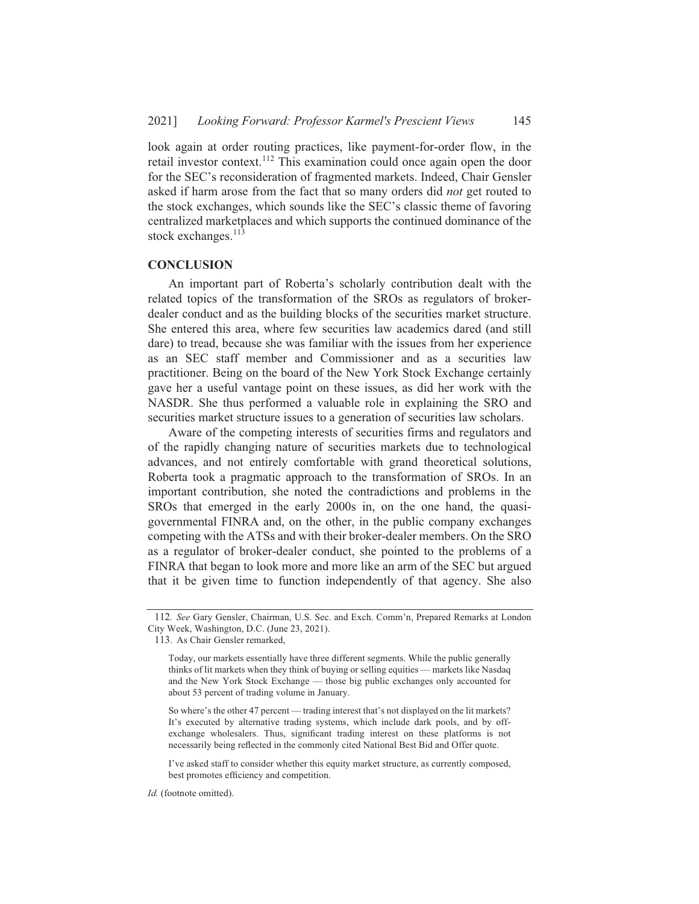look again at order routing practices, like payment-for-order flow, in the retail investor context.[112] This examination could once again open the door for the SEC's reconsideration of fragmented markets. Indeed, Chair Gensler asked if harm arose from the fact that so many orders did *not* get routed to the stock exchanges, which sounds like the SEC's classic theme of favoring centralized marketplaces and which supports the continued dominance of the stock exchanges.[113]

## CONCLUSION

An important part of Roberta's scholarly contribution dealt with the related topics of the transformation of the SROs as regulators of broker-dealer conduct and as the building blocks of the securities market structure. She entered this area, where few securities law academics dared (and still dare) to tread, because she was familiar with the issues from her experience as an SEC staff member and Commissioner and as a securities law practitioner. Being on the board of the New York Stock Exchange certainly gave her a useful vantage point on these issues, as did her work with the NASDR. She thus performed a valuable role in explaining the SRO and securities market structure issues to a generation of securities law scholars.

Aware of the competing interests of securities firms and regulators and of the rapidly changing nature of securities markets due to technological advances, and not entirely comfortable with grand theoretical solutions, Roberta took a pragmatic approach to the transformation of SROs. In an important contribution, she noted the contradictions and problems in the SROs that emerged in the early 2000s in, on the one hand, the quasi-governmental FINRA and, on the other, in the public company exchanges competing with the ATSs and with their broker-dealer members. On the SRO as a regulator of broker-dealer conduct, she pointed to the problems of a FINRA that began to look more and more like an arm of the SEC but argued that it be given time to function independently of that agency. She also

---

112. *See* Gary Gensler, Chairman, U.S. Sec. and Exch. Comm'n, Prepared Remarks at London City Week, Washington, D.C. (June 23, 2021).

113. As Chair Gensler remarked,

> Today, our markets essentially have three different segments. While the public generally thinks of lit markets when they think of buying or selling equities — markets like Nasdaq and the New York Stock Exchange — those big public exchanges only accounted for about 53 percent of trading volume in January.
>
> So where's the other 47 percent — trading interest that's not displayed on the lit markets? It's executed by alternative trading systems, which include dark pools, and by off-exchange wholesalers. Thus, significant trading interest on these platforms is not necessarily being reflected in the commonly cited National Best Bid and Offer quote.
>
> I've asked staff to consider whether this equity market structure, as currently composed, best promotes efficiency and competition.

*Id.* (footnote omitted).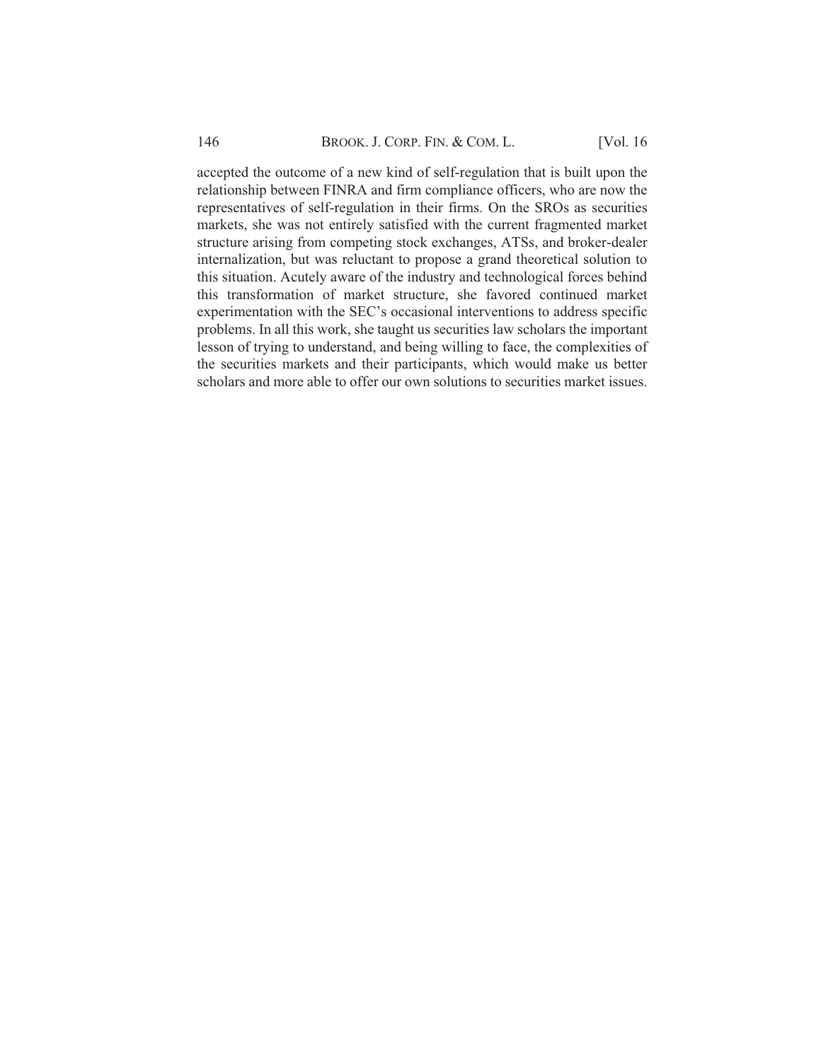accepted the outcome of a new kind of self-regulation that is built upon the relationship between FINRA and firm compliance officers, who are now the representatives of self-regulation in their firms. On the SROs as securities markets, she was not entirely satisfied with the current fragmented market structure arising from competing stock exchanges, ATSs, and broker-dealer internalization, but was reluctant to propose a grand theoretical solution to this situation. Acutely aware of the industry and technological forces behind this transformation of market structure, she favored continued market experimentation with the SEC's occasional interventions to address specific problems. In all this work, she taught us securities law scholars the important lesson of trying to understand, and being willing to face, the complexities of the securities markets and their participants, which would make us better scholars and more able to offer our own solutions to securities market issues.